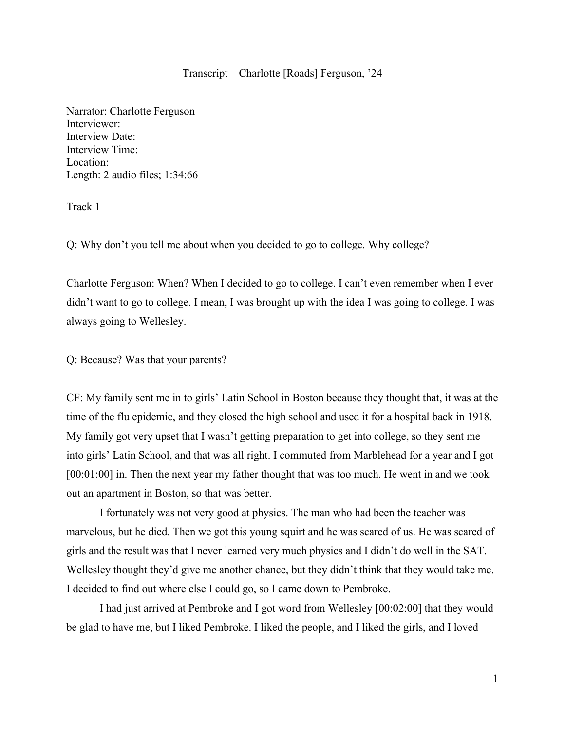Transcript – Charlotte [Roads] Ferguson, '24

Narrator: Charlotte Ferguson
Interviewer:
Interview Date:
Interview Time:
Location:
Length: 2 audio files; 1:34:66

Track 1

Q: Why don't you tell me about when you decided to go to college. Why college?

Charlotte Ferguson: When? When I decided to go to college. I can't even remember when I ever didn't want to go to college. I mean, I was brought up with the idea I was going to college. I was always going to Wellesley.

Q: Because? Was that your parents?

CF: My family sent me in to girls' Latin School in Boston because they thought that, it was at the time of the flu epidemic, and they closed the high school and used it for a hospital back in 1918. My family got very upset that I wasn't getting preparation to get into college, so they sent me into girls' Latin School, and that was all right. I commuted from Marblehead for a year and I got [00:01:00] in. Then the next year my father thought that was too much. He went in and we took out an apartment in Boston, so that was better.

I fortunately was not very good at physics. The man who had been the teacher was marvelous, but he died. Then we got this young squirt and he was scared of us. He was scared of girls and the result was that I never learned very much physics and I didn't do well in the SAT. Wellesley thought they'd give me another chance, but they didn't think that they would take me. I decided to find out where else I could go, so I came down to Pembroke.

I had just arrived at Pembroke and I got word from Wellesley [00:02:00] that they would be glad to have me, but I liked Pembroke. I liked the people, and I liked the girls, and I loved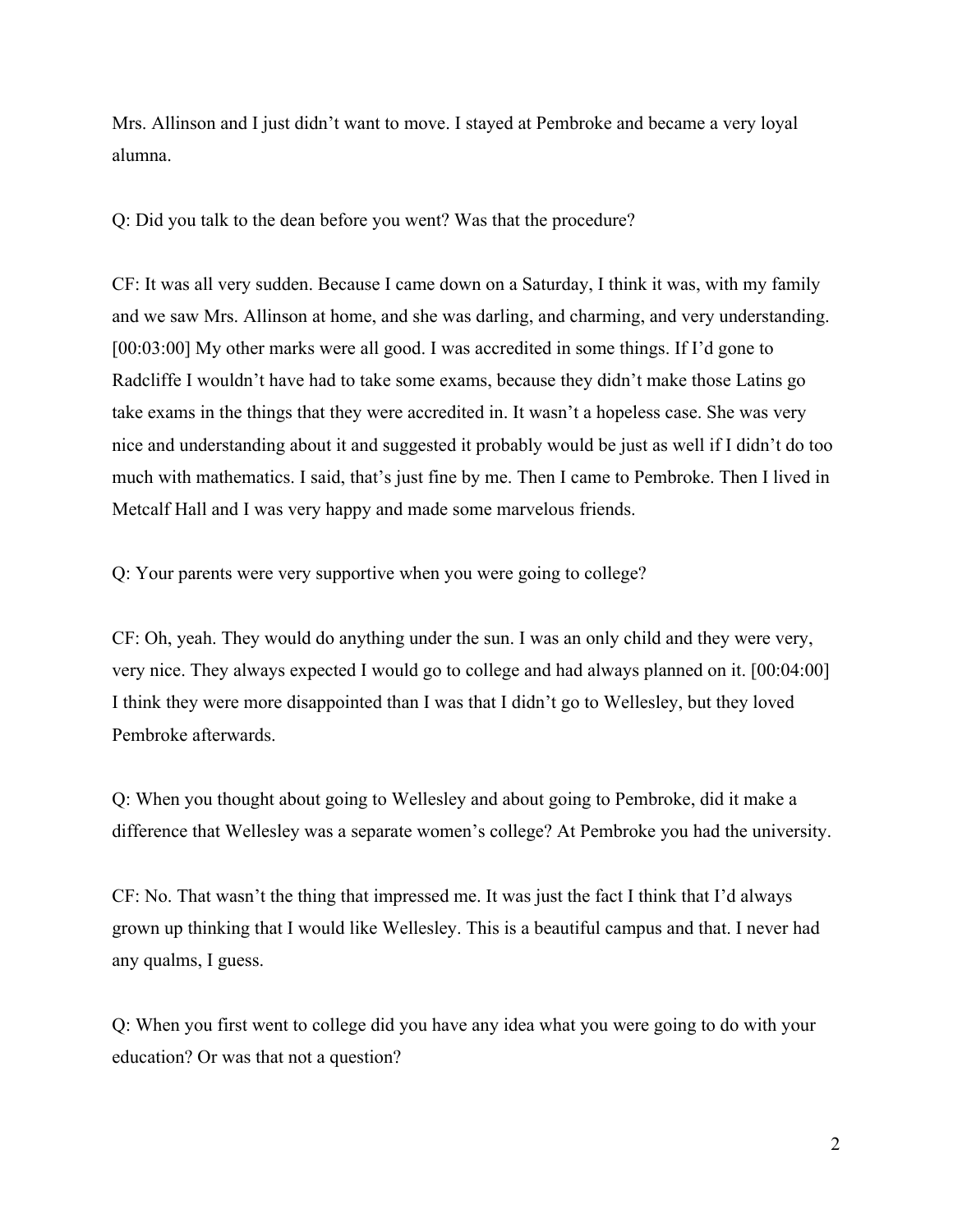Mrs. Allinson and I just didn't want to move. I stayed at Pembroke and became a very loyal alumna.

Q: Did you talk to the dean before you went? Was that the procedure?

CF: It was all very sudden. Because I came down on a Saturday, I think it was, with my family and we saw Mrs. Allinson at home, and she was darling, and charming, and very understanding. [00:03:00] My other marks were all good. I was accredited in some things. If I'd gone to Radcliffe I wouldn't have had to take some exams, because they didn't make those Latins go take exams in the things that they were accredited in. It wasn't a hopeless case. She was very nice and understanding about it and suggested it probably would be just as well if I didn't do too much with mathematics. I said, that's just fine by me. Then I came to Pembroke. Then I lived in Metcalf Hall and I was very happy and made some marvelous friends.

Q: Your parents were very supportive when you were going to college?

CF: Oh, yeah. They would do anything under the sun. I was an only child and they were very, very nice. They always expected I would go to college and had always planned on it. [00:04:00] I think they were more disappointed than I was that I didn't go to Wellesley, but they loved Pembroke afterwards.

Q: When you thought about going to Wellesley and about going to Pembroke, did it make a difference that Wellesley was a separate women's college? At Pembroke you had the university.

CF: No. That wasn't the thing that impressed me. It was just the fact I think that I'd always grown up thinking that I would like Wellesley. This is a beautiful campus and that. I never had any qualms, I guess.

Q: When you first went to college did you have any idea what you were going to do with your education? Or was that not a question?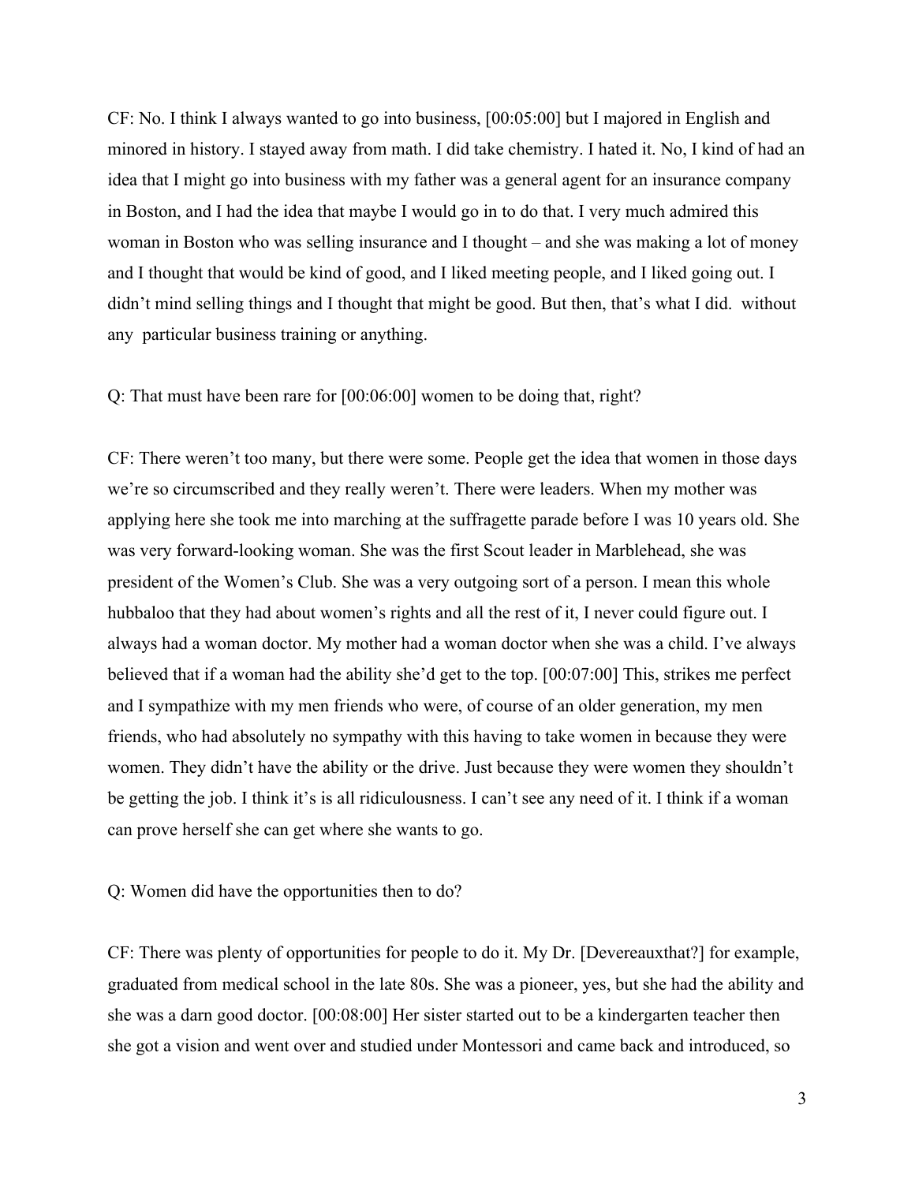CF: No. I think I always wanted to go into business, [00:05:00] but I majored in English and minored in history. I stayed away from math. I did take chemistry. I hated it. No, I kind of had an idea that I might go into business with my father was a general agent for an insurance company in Boston, and I had the idea that maybe I would go in to do that. I very much admired this woman in Boston who was selling insurance and I thought – and she was making a lot of money and I thought that would be kind of good, and I liked meeting people, and I liked going out. I didn't mind selling things and I thought that might be good. But then, that's what I did. without any particular business training or anything.

Q: That must have been rare for [00:06:00] women to be doing that, right?

CF: There weren't too many, but there were some. People get the idea that women in those days we're so circumscribed and they really weren't. There were leaders. When my mother was applying here she took me into marching at the suffragette parade before I was 10 years old. She was very forward-looking woman. She was the first Scout leader in Marblehead, she was president of the Women's Club. She was a very outgoing sort of a person. I mean this whole hubbaloo that they had about women's rights and all the rest of it, I never could figure out. I always had a woman doctor. My mother had a woman doctor when she was a child. I've always believed that if a woman had the ability she'd get to the top. [00:07:00] This, strikes me perfect and I sympathize with my men friends who were, of course of an older generation, my men friends, who had absolutely no sympathy with this having to take women in because they were women. They didn't have the ability or the drive. Just because they were women they shouldn't be getting the job. I think it's is all ridiculousness. I can't see any need of it. I think if a woman can prove herself she can get where she wants to go.

Q: Women did have the opportunities then to do?

CF: There was plenty of opportunities for people to do it. My Dr. [Devereauxthat?] for example, graduated from medical school in the late 80s. She was a pioneer, yes, but she had the ability and she was a darn good doctor. [00:08:00] Her sister started out to be a kindergarten teacher then she got a vision and went over and studied under Montessori and came back and introduced, so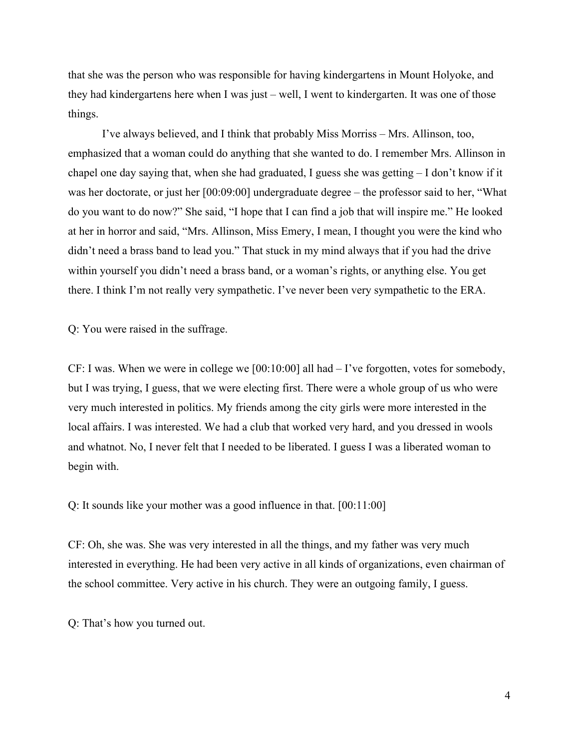that she was the person who was responsible for having kindergartens in Mount Holyoke, and they had kindergartens here when I was just – well, I went to kindergarten. It was one of those things.

I've always believed, and I think that probably Miss Morriss – Mrs. Allinson, too, emphasized that a woman could do anything that she wanted to do. I remember Mrs. Allinson in chapel one day saying that, when she had graduated, I guess she was getting – I don't know if it was her doctorate, or just her [00:09:00] undergraduate degree – the professor said to her, "What do you want to do now?" She said, "I hope that I can find a job that will inspire me." He looked at her in horror and said, "Mrs. Allinson, Miss Emery, I mean, I thought you were the kind who didn't need a brass band to lead you." That stuck in my mind always that if you had the drive within yourself you didn't need a brass band, or a woman's rights, or anything else. You get there. I think I'm not really very sympathetic. I've never been very sympathetic to the ERA.

Q: You were raised in the suffrage.

CF: I was. When we were in college we [00:10:00] all had – I've forgotten, votes for somebody, but I was trying, I guess, that we were electing first. There were a whole group of us who were very much interested in politics. My friends among the city girls were more interested in the local affairs. I was interested. We had a club that worked very hard, and you dressed in wools and whatnot. No, I never felt that I needed to be liberated. I guess I was a liberated woman to begin with.

Q: It sounds like your mother was a good influence in that. [00:11:00]

CF: Oh, she was. She was very interested in all the things, and my father was very much interested in everything. He had been very active in all kinds of organizations, even chairman of the school committee. Very active in his church. They were an outgoing family, I guess.

Q: That's how you turned out.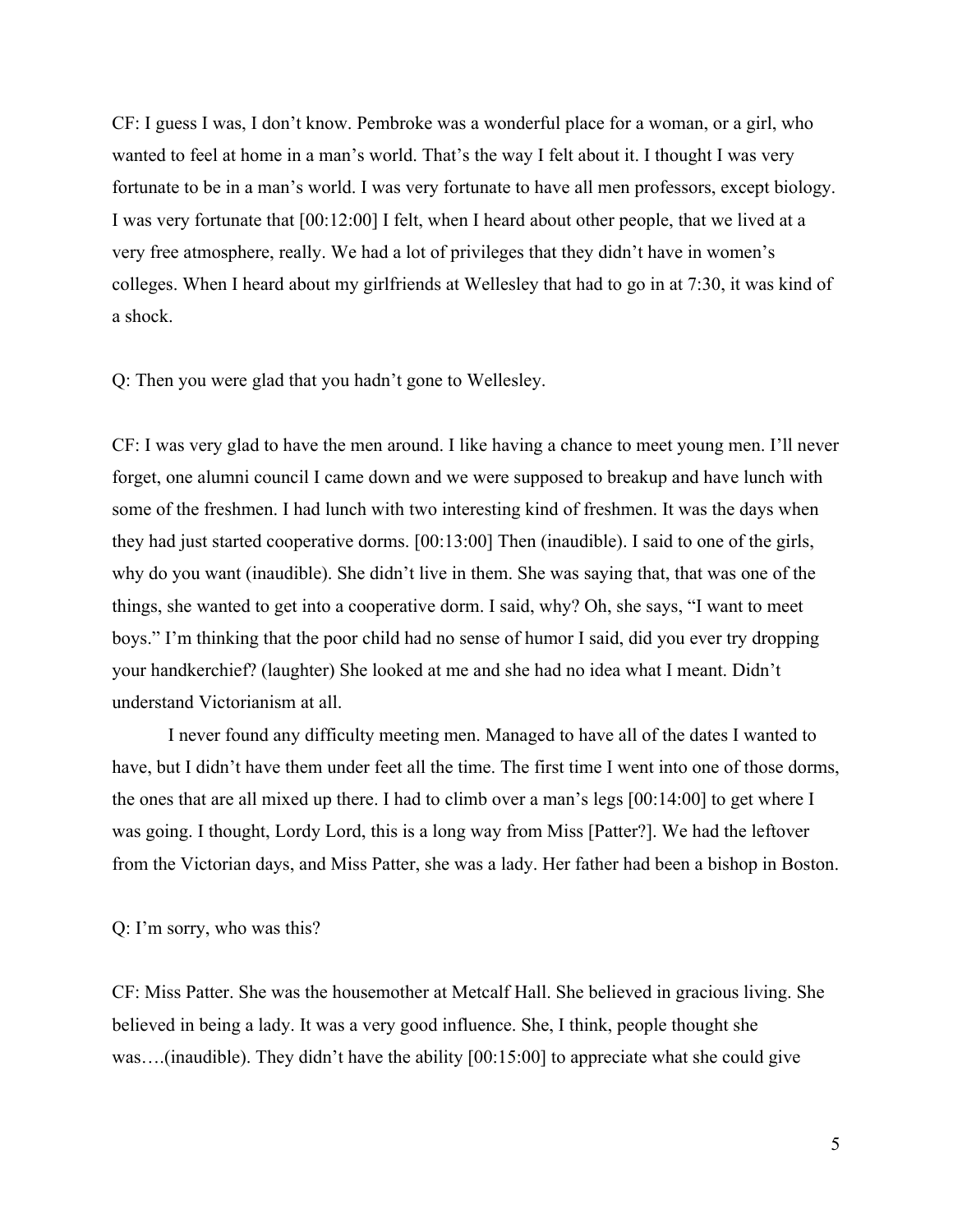CF: I guess I was, I don't know. Pembroke was a wonderful place for a woman, or a girl, who wanted to feel at home in a man's world. That's the way I felt about it. I thought I was very fortunate to be in a man's world. I was very fortunate to have all men professors, except biology. I was very fortunate that [00:12:00] I felt, when I heard about other people, that we lived at a very free atmosphere, really. We had a lot of privileges that they didn't have in women's colleges. When I heard about my girlfriends at Wellesley that had to go in at 7:30, it was kind of a shock.

Q: Then you were glad that you hadn't gone to Wellesley.

CF: I was very glad to have the men around. I like having a chance to meet young men. I'll never forget, one alumni council I came down and we were supposed to breakup and have lunch with some of the freshmen. I had lunch with two interesting kind of freshmen. It was the days when they had just started cooperative dorms. [00:13:00] Then (inaudible). I said to one of the girls, why do you want (inaudible). She didn't live in them. She was saying that, that was one of the things, she wanted to get into a cooperative dorm. I said, why? Oh, she says, "I want to meet boys." I'm thinking that the poor child had no sense of humor I said, did you ever try dropping your handkerchief? (laughter) She looked at me and she had no idea what I meant. Didn't understand Victorianism at all.

I never found any difficulty meeting men. Managed to have all of the dates I wanted to have, but I didn't have them under feet all the time. The first time I went into one of those dorms, the ones that are all mixed up there. I had to climb over a man's legs [00:14:00] to get where I was going. I thought, Lordy Lord, this is a long way from Miss [Patter?]. We had the leftover from the Victorian days, and Miss Patter, she was a lady. Her father had been a bishop in Boston.

Q: I'm sorry, who was this?

CF: Miss Patter. She was the housemother at Metcalf Hall. She believed in gracious living. She believed in being a lady. It was a very good influence. She, I think, people thought she was….(inaudible). They didn't have the ability [00:15:00] to appreciate what she could give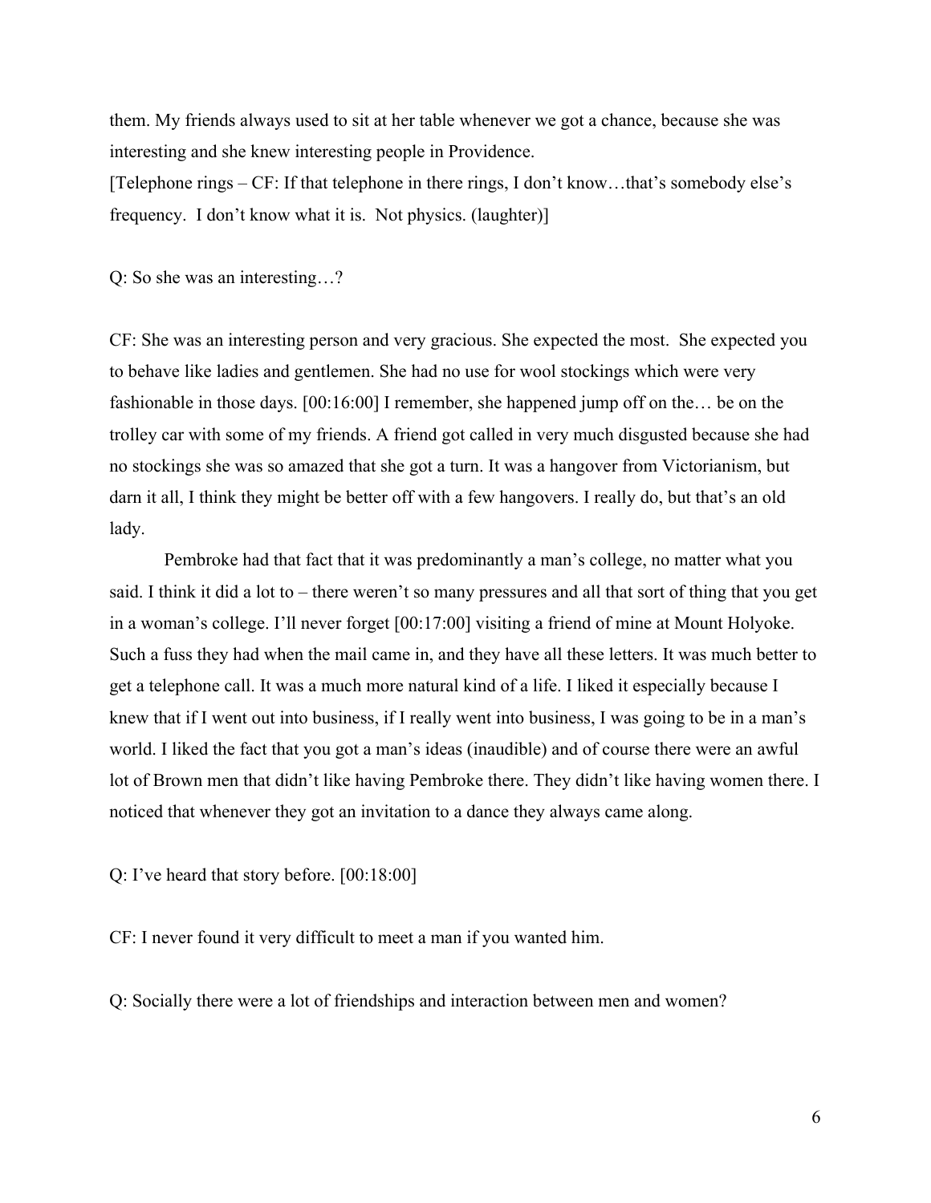them. My friends always used to sit at her table whenever we got a chance, because she was interesting and she knew interesting people in Providence.

[Telephone rings – CF: If that telephone in there rings, I don't know…that's somebody else's frequency. I don't know what it is. Not physics. (laughter)]

Q: So she was an interesting…?

CF: She was an interesting person and very gracious. She expected the most. She expected you to behave like ladies and gentlemen. She had no use for wool stockings which were very fashionable in those days. [00:16:00] I remember, she happened jump off on the… be on the trolley car with some of my friends. A friend got called in very much disgusted because she had no stockings she was so amazed that she got a turn. It was a hangover from Victorianism, but darn it all, I think they might be better off with a few hangovers. I really do, but that's an old lady.

Pembroke had that fact that it was predominantly a man's college, no matter what you said. I think it did a lot to – there weren't so many pressures and all that sort of thing that you get in a woman's college. I'll never forget [00:17:00] visiting a friend of mine at Mount Holyoke. Such a fuss they had when the mail came in, and they have all these letters. It was much better to get a telephone call. It was a much more natural kind of a life. I liked it especially because I knew that if I went out into business, if I really went into business, I was going to be in a man's world. I liked the fact that you got a man's ideas (inaudible) and of course there were an awful lot of Brown men that didn't like having Pembroke there. They didn't like having women there. I noticed that whenever they got an invitation to a dance they always came along.

Q: I've heard that story before. [00:18:00]

CF: I never found it very difficult to meet a man if you wanted him.

Q: Socially there were a lot of friendships and interaction between men and women?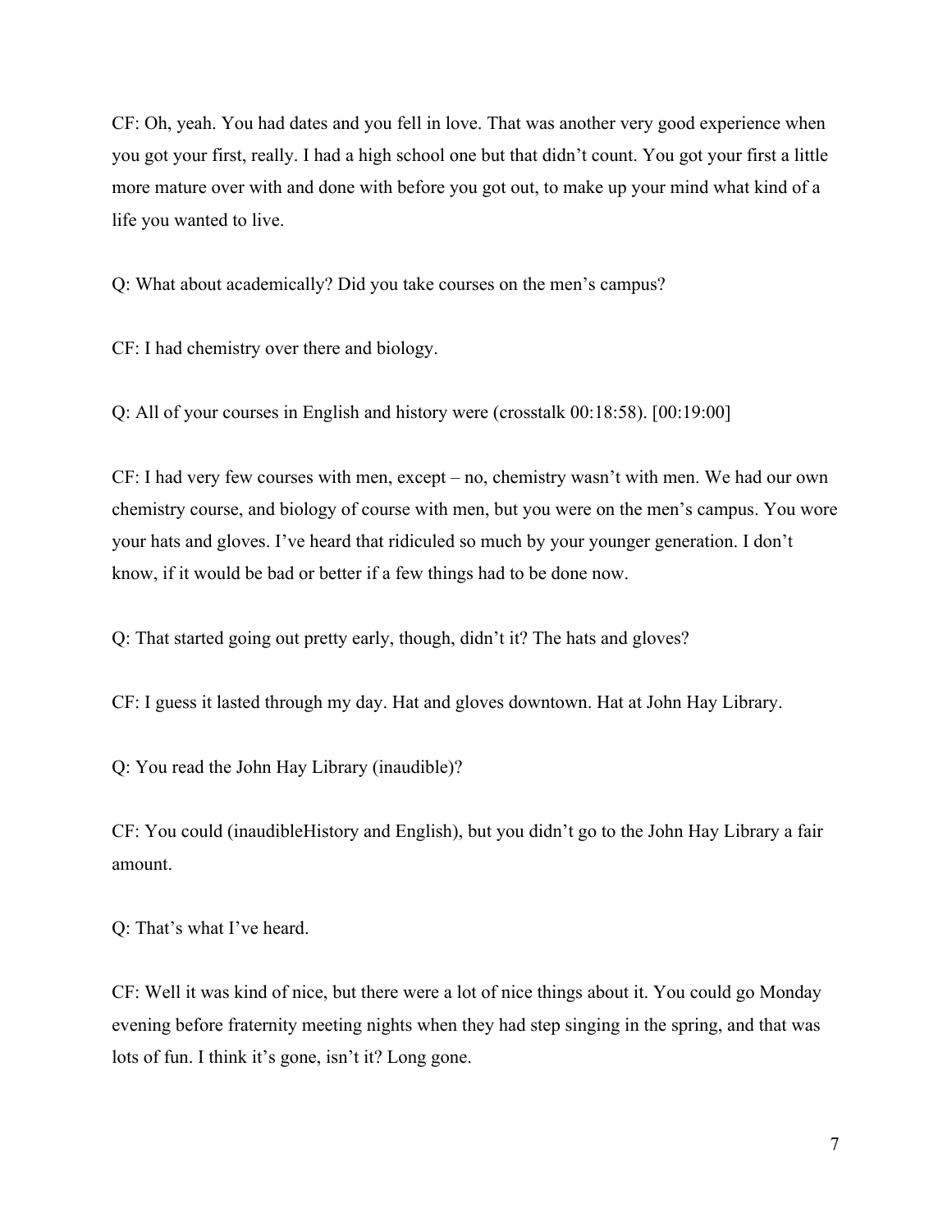CF: Oh, yeah. You had dates and you fell in love. That was another very good experience when you got your first, really. I had a high school one but that didn't count. You got your first a little more mature over with and done with before you got out, to make up your mind what kind of a life you wanted to live.

Q: What about academically? Did you take courses on the men's campus?

CF: I had chemistry over there and biology.

Q: All of your courses in English and history were (crosstalk 00:18:58). [00:19:00]

CF: I had very few courses with men, except – no, chemistry wasn't with men. We had our own chemistry course, and biology of course with men, but you were on the men's campus. You wore your hats and gloves. I've heard that ridiculed so much by your younger generation. I don't know, if it would be bad or better if a few things had to be done now.

Q: That started going out pretty early, though, didn't it? The hats and gloves?

CF: I guess it lasted through my day. Hat and gloves downtown. Hat at John Hay Library.

Q: You read the John Hay Library (inaudible)?

CF: You could (inaudibleHistory and English), but you didn't go to the John Hay Library a fair amount.

Q: That's what I've heard.

CF: Well it was kind of nice, but there were a lot of nice things about it. You could go Monday evening before fraternity meeting nights when they had step singing in the spring, and that was lots of fun. I think it's gone, isn't it? Long gone.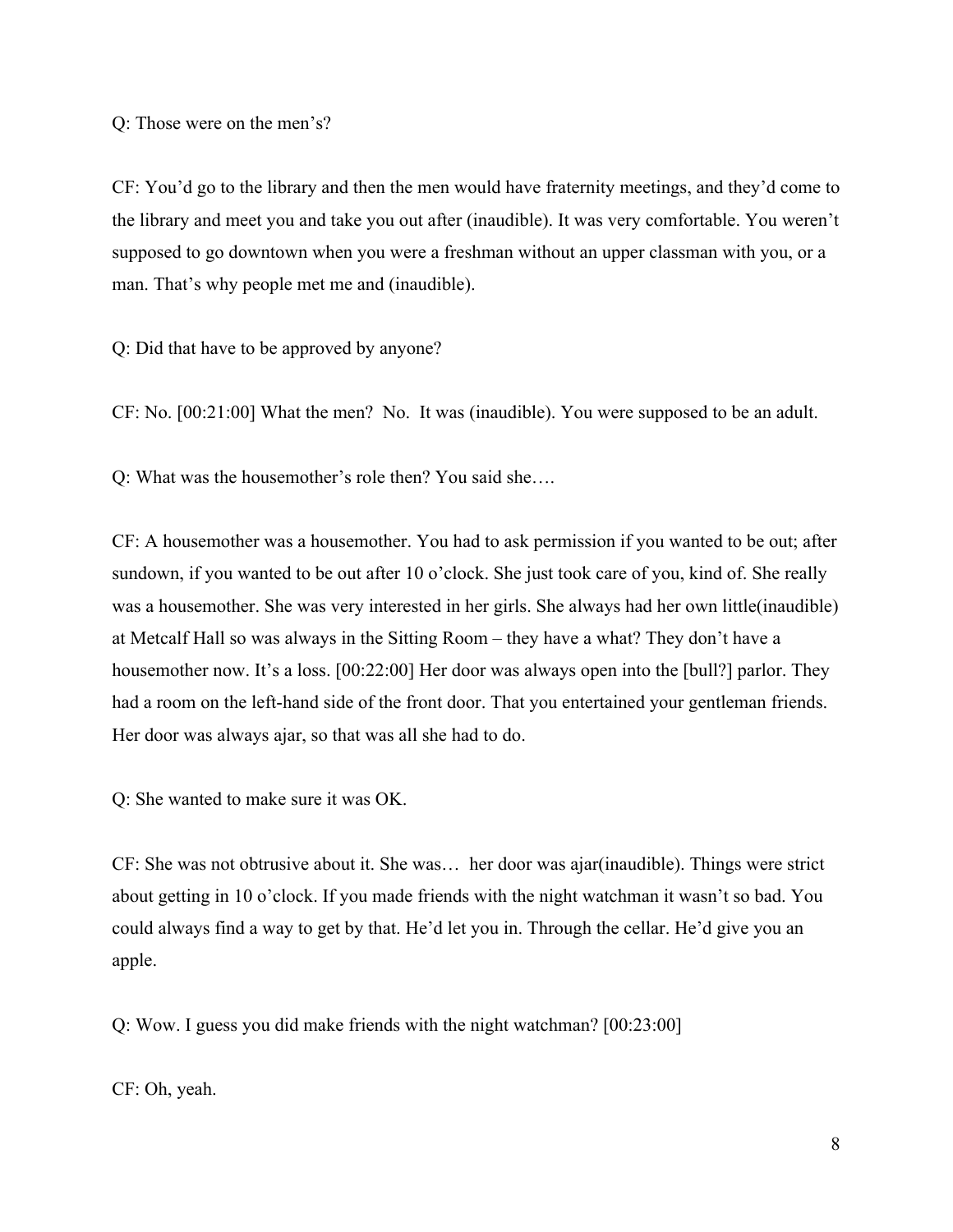Q: Those were on the men's?

CF: You'd go to the library and then the men would have fraternity meetings, and they'd come to the library and meet you and take you out after (inaudible). It was very comfortable. You weren't supposed to go downtown when you were a freshman without an upper classman with you, or a man. That's why people met me and (inaudible).

Q: Did that have to be approved by anyone?

CF: No. [00:21:00] What the men? No. It was (inaudible). You were supposed to be an adult.

Q: What was the housemother's role then? You said she….

CF: A housemother was a housemother. You had to ask permission if you wanted to be out; after sundown, if you wanted to be out after 10 o'clock. She just took care of you, kind of. She really was a housemother. She was very interested in her girls. She always had her own little(inaudible) at Metcalf Hall so was always in the Sitting Room – they have a what? They don't have a housemother now. It's a loss. [00:22:00] Her door was always open into the [bull?] parlor. They had a room on the left-hand side of the front door. That you entertained your gentleman friends. Her door was always ajar, so that was all she had to do.

Q: She wanted to make sure it was OK.

CF: She was not obtrusive about it. She was… her door was ajar(inaudible). Things were strict about getting in 10 o'clock. If you made friends with the night watchman it wasn't so bad. You could always find a way to get by that. He'd let you in. Through the cellar. He'd give you an apple.

Q: Wow. I guess you did make friends with the night watchman? [00:23:00]

CF: Oh, yeah.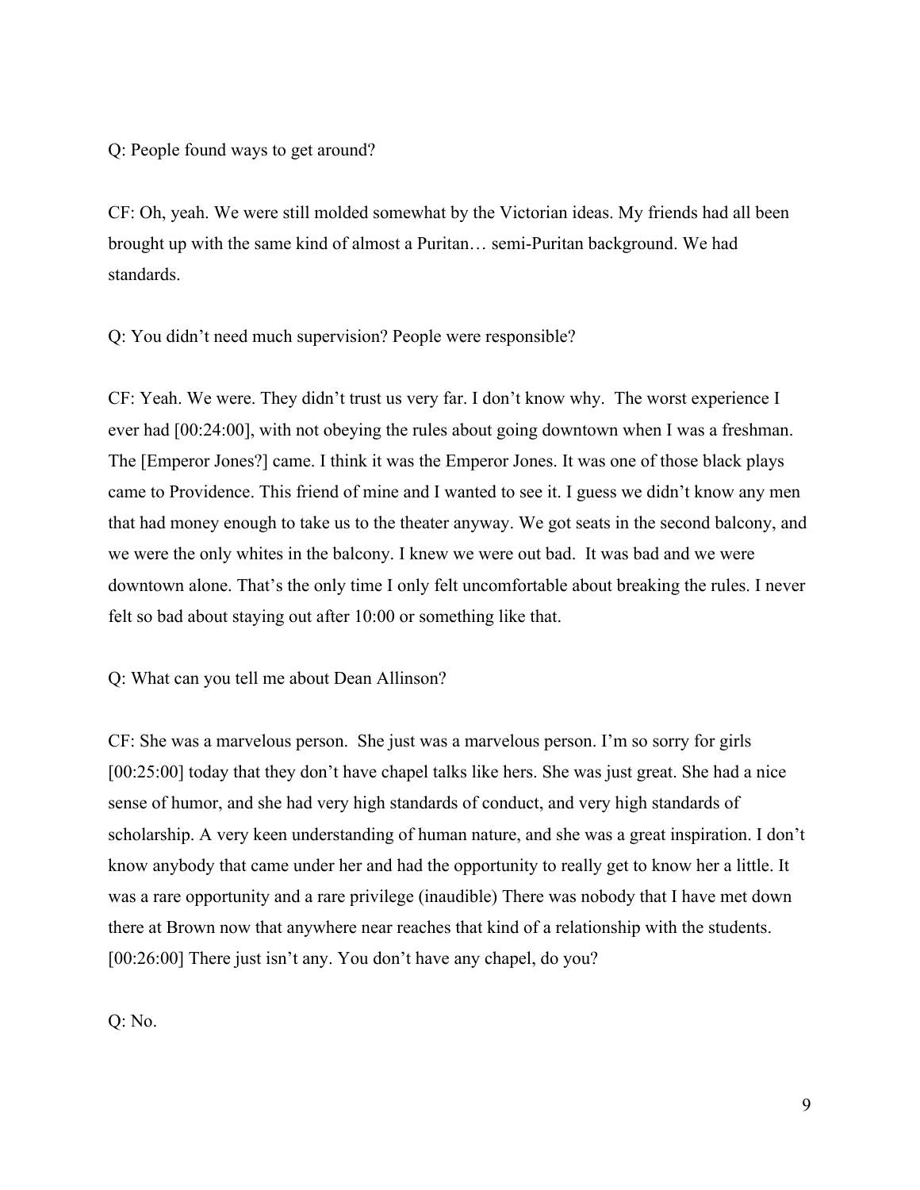Q: People found ways to get around?

CF: Oh, yeah. We were still molded somewhat by the Victorian ideas. My friends had all been brought up with the same kind of almost a Puritan… semi-Puritan background. We had standards.

Q: You didn't need much supervision? People were responsible?

CF: Yeah. We were. They didn't trust us very far. I don't know why. The worst experience I ever had [00:24:00], with not obeying the rules about going downtown when I was a freshman. The [Emperor Jones?] came. I think it was the Emperor Jones. It was one of those black plays came to Providence. This friend of mine and I wanted to see it. I guess we didn't know any men that had money enough to take us to the theater anyway. We got seats in the second balcony, and we were the only whites in the balcony. I knew we were out bad. It was bad and we were downtown alone. That's the only time I only felt uncomfortable about breaking the rules. I never felt so bad about staying out after 10:00 or something like that.

Q: What can you tell me about Dean Allinson?

CF: She was a marvelous person. She just was a marvelous person. I'm so sorry for girls [00:25:00] today that they don't have chapel talks like hers. She was just great. She had a nice sense of humor, and she had very high standards of conduct, and very high standards of scholarship. A very keen understanding of human nature, and she was a great inspiration. I don't know anybody that came under her and had the opportunity to really get to know her a little. It was a rare opportunity and a rare privilege (inaudible) There was nobody that I have met down there at Brown now that anywhere near reaches that kind of a relationship with the students. [00:26:00] There just isn't any. You don't have any chapel, do you?

Q: No.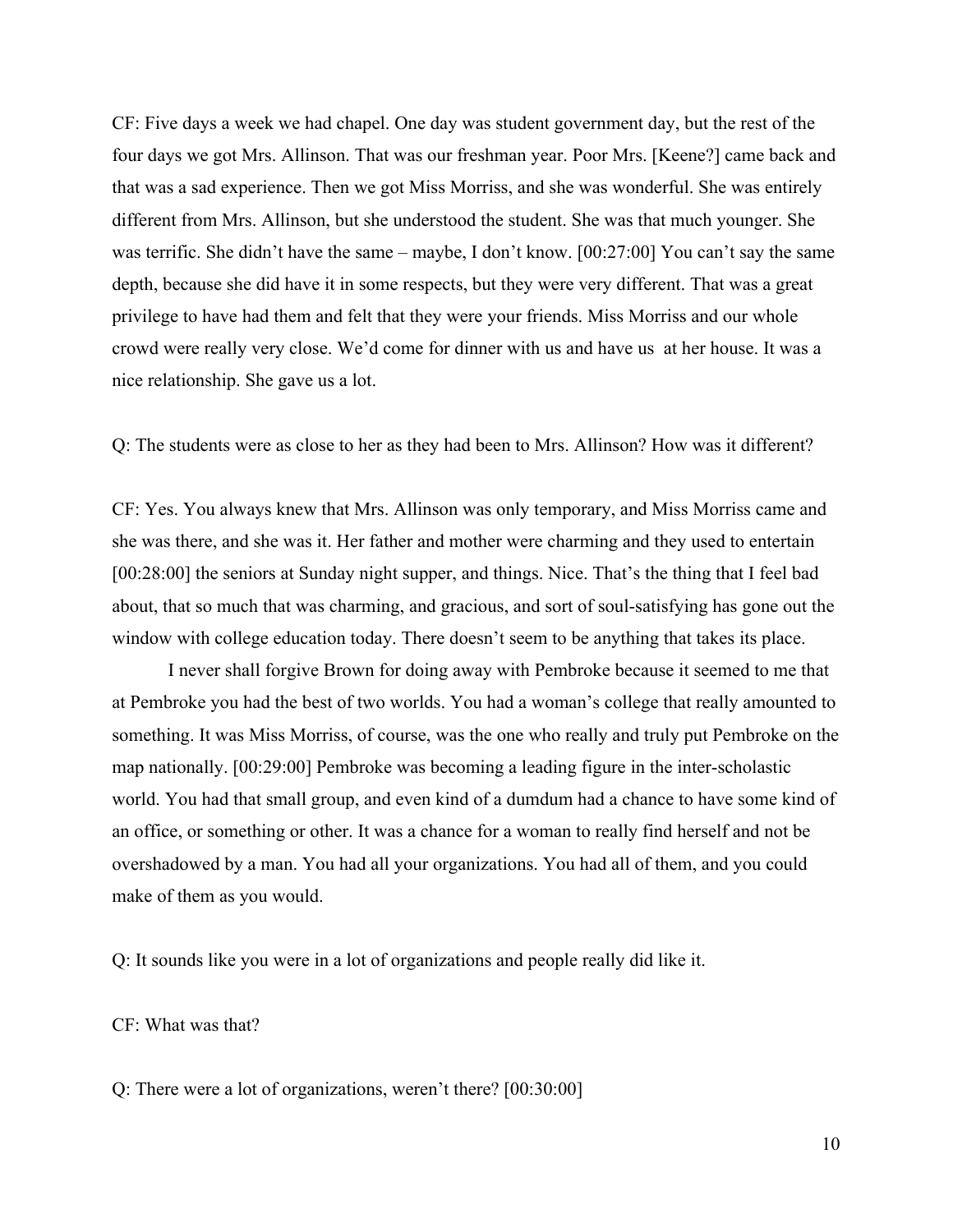CF: Five days a week we had chapel. One day was student government day, but the rest of the four days we got Mrs. Allinson. That was our freshman year. Poor Mrs. [Keene?] came back and that was a sad experience. Then we got Miss Morriss, and she was wonderful. She was entirely different from Mrs. Allinson, but she understood the student. She was that much younger. She was terrific. She didn't have the same – maybe, I don't know. [00:27:00] You can't say the same depth, because she did have it in some respects, but they were very different. That was a great privilege to have had them and felt that they were your friends. Miss Morriss and our whole crowd were really very close. We'd come for dinner with us and have us at her house. It was a nice relationship. She gave us a lot.

Q: The students were as close to her as they had been to Mrs. Allinson? How was it different?

CF: Yes. You always knew that Mrs. Allinson was only temporary, and Miss Morriss came and she was there, and she was it. Her father and mother were charming and they used to entertain [00:28:00] the seniors at Sunday night supper, and things. Nice. That's the thing that I feel bad about, that so much that was charming, and gracious, and sort of soul-satisfying has gone out the window with college education today. There doesn't seem to be anything that takes its place.

I never shall forgive Brown for doing away with Pembroke because it seemed to me that at Pembroke you had the best of two worlds. You had a woman's college that really amounted to something. It was Miss Morriss, of course, was the one who really and truly put Pembroke on the map nationally. [00:29:00] Pembroke was becoming a leading figure in the inter-scholastic world. You had that small group, and even kind of a dumdum had a chance to have some kind of an office, or something or other. It was a chance for a woman to really find herself and not be overshadowed by a man. You had all your organizations. You had all of them, and you could make of them as you would.

Q: It sounds like you were in a lot of organizations and people really did like it.

CF: What was that?

Q: There were a lot of organizations, weren't there? [00:30:00]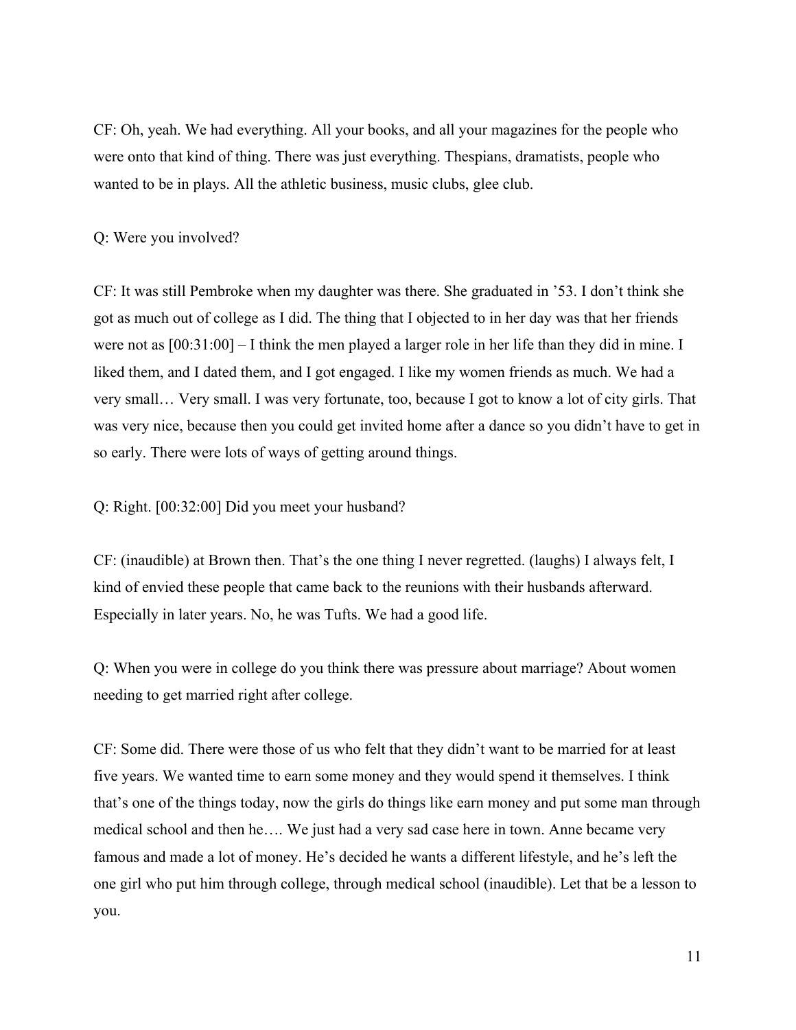CF: Oh, yeah. We had everything. All your books, and all your magazines for the people who were onto that kind of thing. There was just everything. Thespians, dramatists, people who wanted to be in plays. All the athletic business, music clubs, glee club.

Q: Were you involved?

CF: It was still Pembroke when my daughter was there. She graduated in '53. I don't think she got as much out of college as I did. The thing that I objected to in her day was that her friends were not as [00:31:00] – I think the men played a larger role in her life than they did in mine. I liked them, and I dated them, and I got engaged. I like my women friends as much. We had a very small… Very small. I was very fortunate, too, because I got to know a lot of city girls. That was very nice, because then you could get invited home after a dance so you didn't have to get in so early. There were lots of ways of getting around things.

Q: Right. [00:32:00] Did you meet your husband?

CF: (inaudible) at Brown then. That's the one thing I never regretted. (laughs) I always felt, I kind of envied these people that came back to the reunions with their husbands afterward. Especially in later years. No, he was Tufts. We had a good life.

Q: When you were in college do you think there was pressure about marriage? About women needing to get married right after college.

CF: Some did. There were those of us who felt that they didn't want to be married for at least five years. We wanted time to earn some money and they would spend it themselves. I think that's one of the things today, now the girls do things like earn money and put some man through medical school and then he…. We just had a very sad case here in town. Anne became very famous and made a lot of money. He's decided he wants a different lifestyle, and he's left the one girl who put him through college, through medical school (inaudible). Let that be a lesson to you.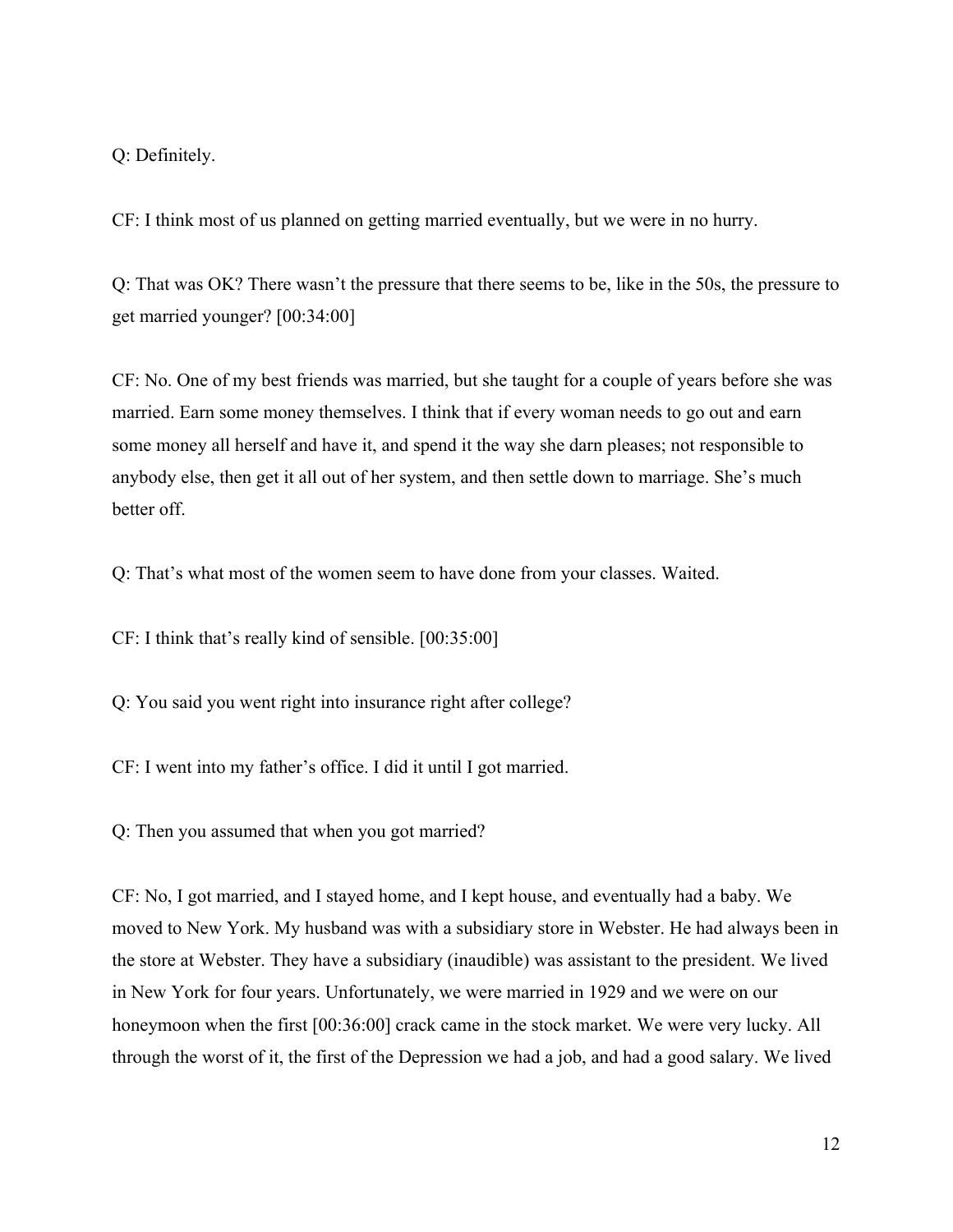Q: Definitely.

CF: I think most of us planned on getting married eventually, but we were in no hurry.

Q: That was OK? There wasn't the pressure that there seems to be, like in the 50s, the pressure to get married younger? [00:34:00]

CF: No. One of my best friends was married, but she taught for a couple of years before she was married. Earn some money themselves. I think that if every woman needs to go out and earn some money all herself and have it, and spend it the way she darn pleases; not responsible to anybody else, then get it all out of her system, and then settle down to marriage. She's much better off.

Q: That's what most of the women seem to have done from your classes. Waited.

CF: I think that's really kind of sensible. [00:35:00]

Q: You said you went right into insurance right after college?

CF: I went into my father's office. I did it until I got married.

Q: Then you assumed that when you got married?

CF: No, I got married, and I stayed home, and I kept house, and eventually had a baby. We moved to New York. My husband was with a subsidiary store in Webster. He had always been in the store at Webster. They have a subsidiary (inaudible) was assistant to the president. We lived in New York for four years. Unfortunately, we were married in 1929 and we were on our honeymoon when the first [00:36:00] crack came in the stock market. We were very lucky. All through the worst of it, the first of the Depression we had a job, and had a good salary. We lived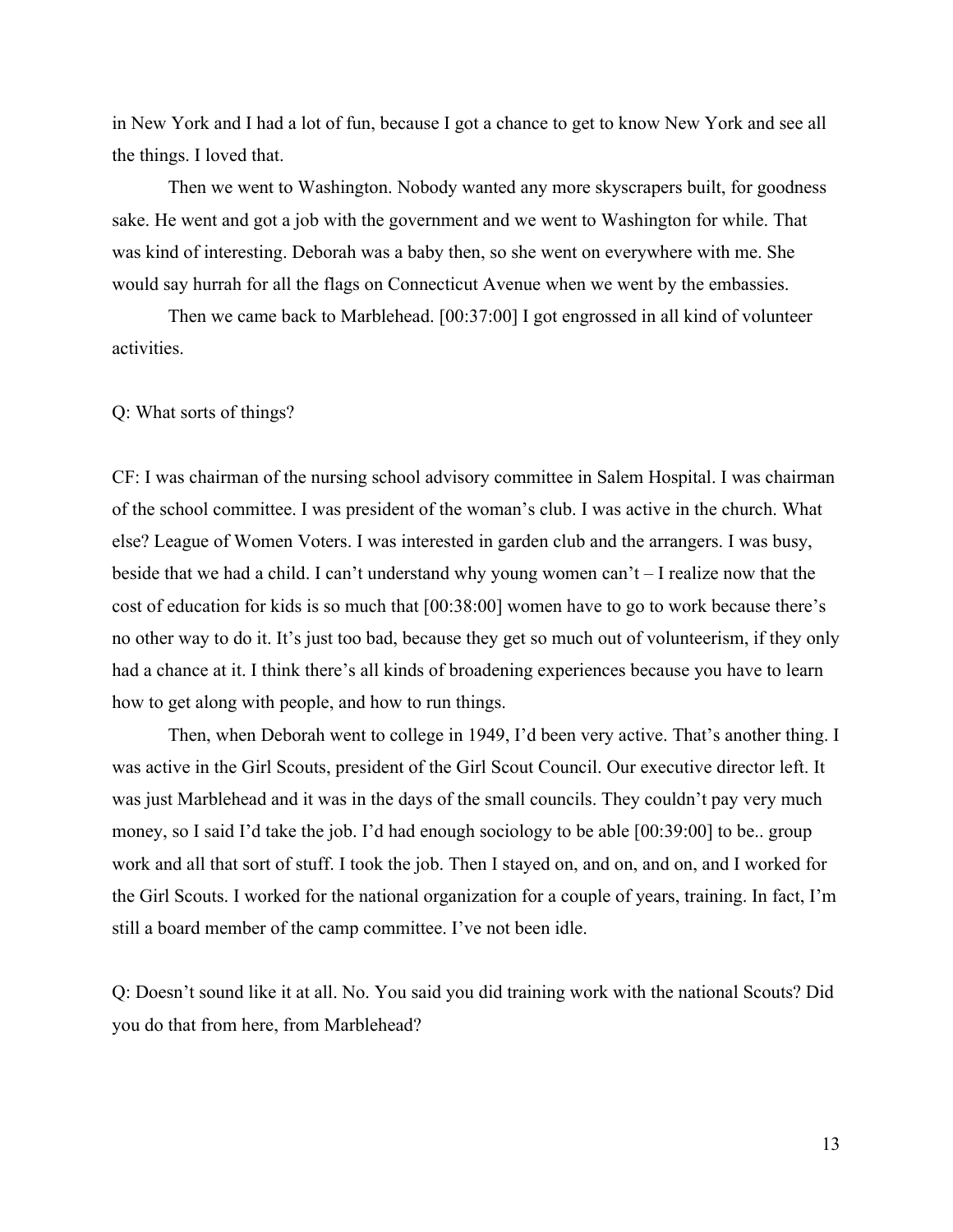in New York and I had a lot of fun, because I got a chance to get to know New York and see all the things. I loved that.

Then we went to Washington. Nobody wanted any more skyscrapers built, for goodness sake. He went and got a job with the government and we went to Washington for while. That was kind of interesting. Deborah was a baby then, so she went on everywhere with me. She would say hurrah for all the flags on Connecticut Avenue when we went by the embassies.

Then we came back to Marblehead. [00:37:00] I got engrossed in all kind of volunteer activities.

Q: What sorts of things?

CF: I was chairman of the nursing school advisory committee in Salem Hospital. I was chairman of the school committee. I was president of the woman's club. I was active in the church. What else? League of Women Voters. I was interested in garden club and the arrangers. I was busy, beside that we had a child. I can't understand why young women can't – I realize now that the cost of education for kids is so much that [00:38:00] women have to go to work because there's no other way to do it. It's just too bad, because they get so much out of volunteerism, if they only had a chance at it. I think there's all kinds of broadening experiences because you have to learn how to get along with people, and how to run things.

Then, when Deborah went to college in 1949, I'd been very active. That's another thing. I was active in the Girl Scouts, president of the Girl Scout Council. Our executive director left. It was just Marblehead and it was in the days of the small councils. They couldn't pay very much money, so I said I'd take the job. I'd had enough sociology to be able [00:39:00] to be.. group work and all that sort of stuff. I took the job. Then I stayed on, and on, and on, and I worked for the Girl Scouts. I worked for the national organization for a couple of years, training. In fact, I'm still a board member of the camp committee. I've not been idle.

Q: Doesn't sound like it at all. No. You said you did training work with the national Scouts? Did you do that from here, from Marblehead?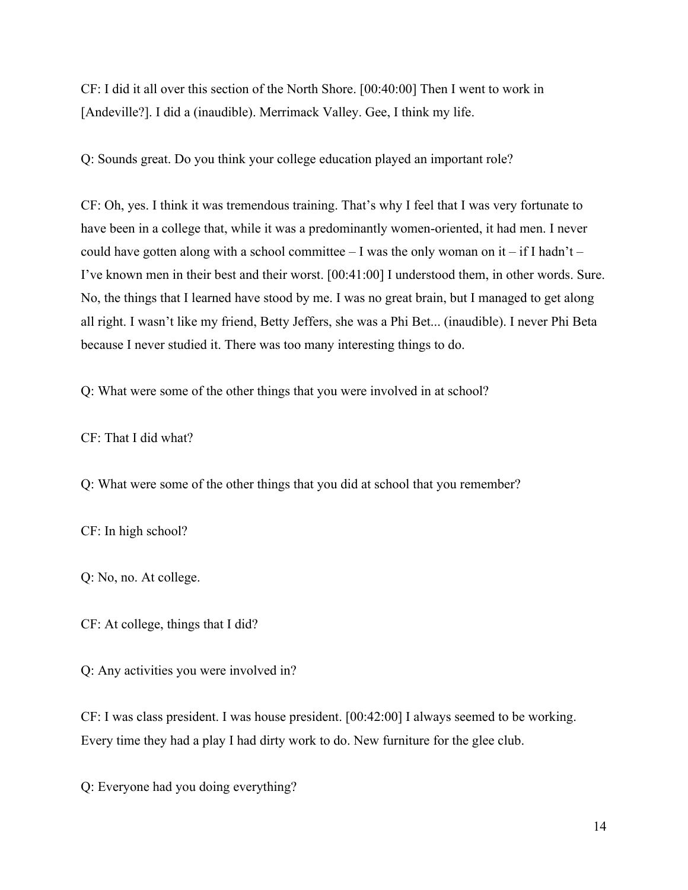CF: I did it all over this section of the North Shore. [00:40:00] Then I went to work in [Andeville?]. I did a (inaudible). Merrimack Valley. Gee, I think my life.

Q: Sounds great. Do you think your college education played an important role?

CF: Oh, yes. I think it was tremendous training. That's why I feel that I was very fortunate to have been in a college that, while it was a predominantly women-oriented, it had men. I never could have gotten along with a school committee – I was the only woman on it – if I hadn't – I've known men in their best and their worst. [00:41:00] I understood them, in other words. Sure. No, the things that I learned have stood by me. I was no great brain, but I managed to get along all right. I wasn't like my friend, Betty Jeffers, she was a Phi Bet... (inaudible). I never Phi Beta because I never studied it. There was too many interesting things to do.

Q: What were some of the other things that you were involved in at school?

CF: That I did what?

Q: What were some of the other things that you did at school that you remember?

CF: In high school?

Q: No, no. At college.

CF: At college, things that I did?

Q: Any activities you were involved in?

CF: I was class president. I was house president. [00:42:00] I always seemed to be working. Every time they had a play I had dirty work to do. New furniture for the glee club.

Q: Everyone had you doing everything?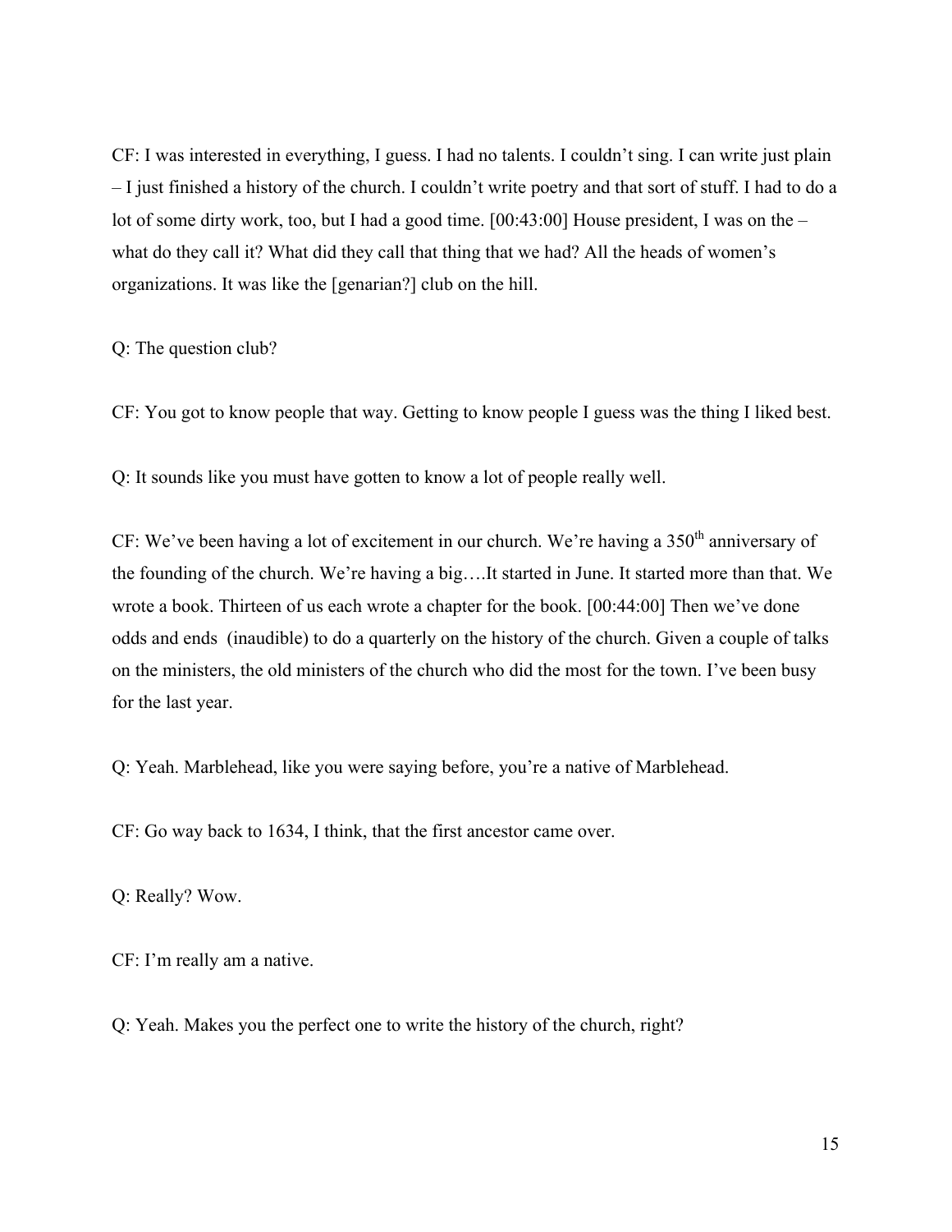CF: I was interested in everything, I guess. I had no talents. I couldn't sing. I can write just plain – I just finished a history of the church. I couldn't write poetry and that sort of stuff. I had to do a lot of some dirty work, too, but I had a good time. [00:43:00] House president, I was on the – what do they call it? What did they call that thing that we had? All the heads of women's organizations. It was like the [genarian?] club on the hill.

Q: The question club?

CF: You got to know people that way. Getting to know people I guess was the thing I liked best.

Q: It sounds like you must have gotten to know a lot of people really well.

CF: We've been having a lot of excitement in our church. We're having a 350th anniversary of the founding of the church. We're having a big….It started in June. It started more than that. We wrote a book. Thirteen of us each wrote a chapter for the book. [00:44:00] Then we've done odds and ends (inaudible) to do a quarterly on the history of the church. Given a couple of talks on the ministers, the old ministers of the church who did the most for the town. I've been busy for the last year.

Q: Yeah. Marblehead, like you were saying before, you're a native of Marblehead.

CF: Go way back to 1634, I think, that the first ancestor came over.

Q: Really? Wow.

CF: I'm really am a native.

Q: Yeah. Makes you the perfect one to write the history of the church, right?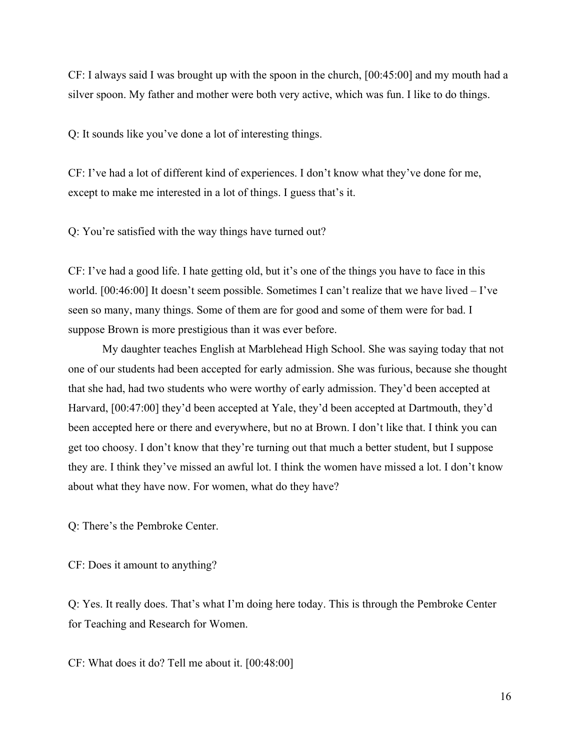CF: I always said I was brought up with the spoon in the church, [00:45:00] and my mouth had a silver spoon. My father and mother were both very active, which was fun. I like to do things.

Q: It sounds like you've done a lot of interesting things.

CF: I've had a lot of different kind of experiences. I don't know what they've done for me, except to make me interested in a lot of things. I guess that's it.

Q: You're satisfied with the way things have turned out?

CF: I've had a good life. I hate getting old, but it's one of the things you have to face in this world. [00:46:00] It doesn't seem possible. Sometimes I can't realize that we have lived – I've seen so many, many things. Some of them are for good and some of them were for bad. I suppose Brown is more prestigious than it was ever before.

My daughter teaches English at Marblehead High School. She was saying today that not one of our students had been accepted for early admission. She was furious, because she thought that she had, had two students who were worthy of early admission. They'd been accepted at Harvard, [00:47:00] they'd been accepted at Yale, they'd been accepted at Dartmouth, they'd been accepted here or there and everywhere, but no at Brown. I don't like that. I think you can get too choosy. I don't know that they're turning out that much a better student, but I suppose they are. I think they've missed an awful lot. I think the women have missed a lot. I don't know about what they have now. For women, what do they have?

Q: There's the Pembroke Center.

CF: Does it amount to anything?

Q: Yes. It really does. That's what I'm doing here today. This is through the Pembroke Center for Teaching and Research for Women.

CF: What does it do? Tell me about it. [00:48:00]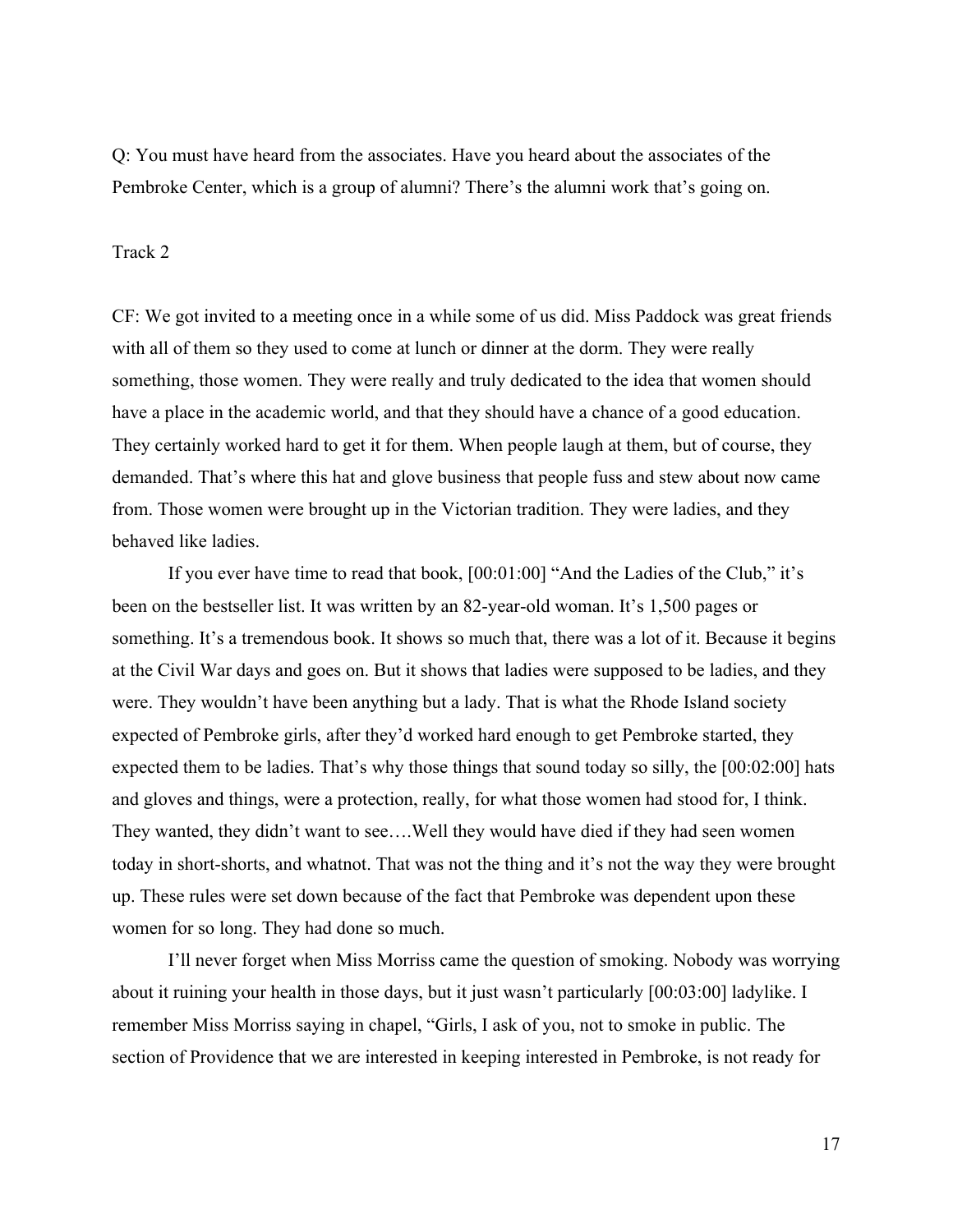Q: You must have heard from the associates. Have you heard about the associates of the Pembroke Center, which is a group of alumni? There's the alumni work that's going on.

Track 2

CF: We got invited to a meeting once in a while some of us did. Miss Paddock was great friends with all of them so they used to come at lunch or dinner at the dorm. They were really something, those women. They were really and truly dedicated to the idea that women should have a place in the academic world, and that they should have a chance of a good education. They certainly worked hard to get it for them. When people laugh at them, but of course, they demanded. That's where this hat and glove business that people fuss and stew about now came from. Those women were brought up in the Victorian tradition. They were ladies, and they behaved like ladies.

If you ever have time to read that book, [00:01:00] "And the Ladies of the Club," it's been on the bestseller list. It was written by an 82-year-old woman. It's 1,500 pages or something. It's a tremendous book. It shows so much that, there was a lot of it. Because it begins at the Civil War days and goes on. But it shows that ladies were supposed to be ladies, and they were. They wouldn't have been anything but a lady. That is what the Rhode Island society expected of Pembroke girls, after they'd worked hard enough to get Pembroke started, they expected them to be ladies. That's why those things that sound today so silly, the [00:02:00] hats and gloves and things, were a protection, really, for what those women had stood for, I think. They wanted, they didn't want to see….Well they would have died if they had seen women today in short-shorts, and whatnot. That was not the thing and it's not the way they were brought up. These rules were set down because of the fact that Pembroke was dependent upon these women for so long. They had done so much.

I'll never forget when Miss Morriss came the question of smoking. Nobody was worrying about it ruining your health in those days, but it just wasn't particularly [00:03:00] ladylike. I remember Miss Morriss saying in chapel, "Girls, I ask of you, not to smoke in public. The section of Providence that we are interested in keeping interested in Pembroke, is not ready for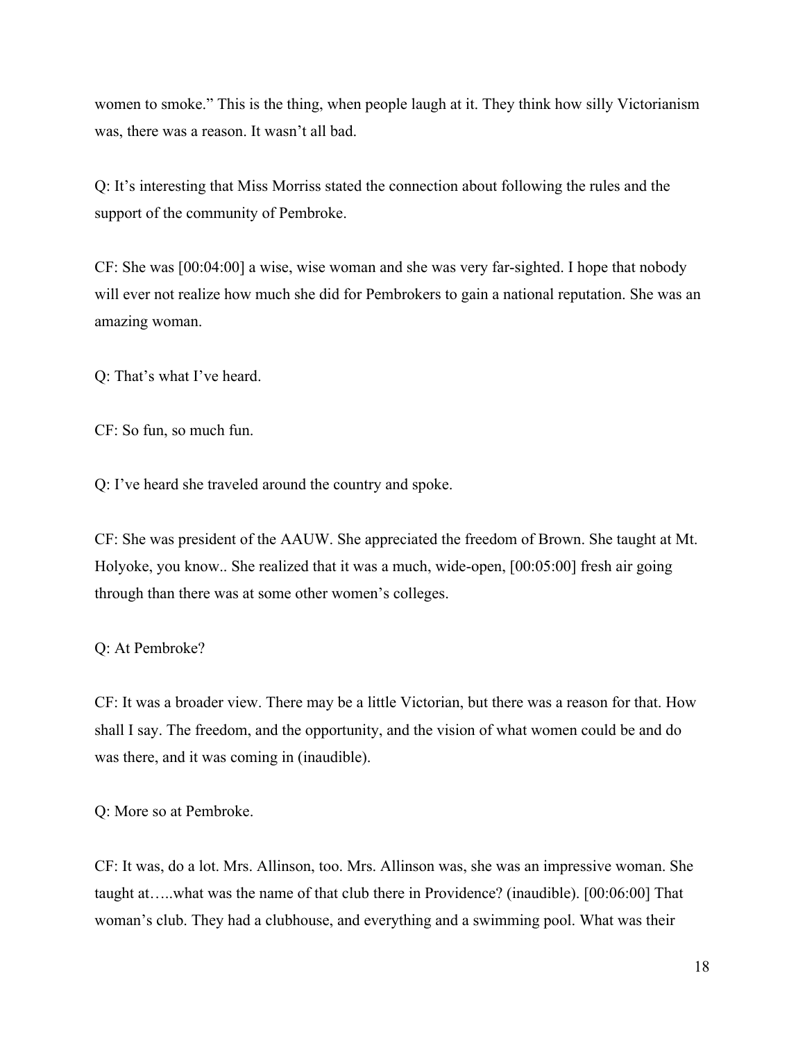women to smoke." This is the thing, when people laugh at it. They think how silly Victorianism was, there was a reason. It wasn't all bad.

Q: It's interesting that Miss Morriss stated the connection about following the rules and the support of the community of Pembroke.

CF: She was [00:04:00] a wise, wise woman and she was very far-sighted. I hope that nobody will ever not realize how much she did for Pembrokers to gain a national reputation. She was an amazing woman.

Q: That's what I've heard.

CF: So fun, so much fun.

Q: I've heard she traveled around the country and spoke.

CF: She was president of the AAUW. She appreciated the freedom of Brown. She taught at Mt. Holyoke, you know.. She realized that it was a much, wide-open, [00:05:00] fresh air going through than there was at some other women's colleges.

Q: At Pembroke?

CF: It was a broader view. There may be a little Victorian, but there was a reason for that. How shall I say. The freedom, and the opportunity, and the vision of what women could be and do was there, and it was coming in (inaudible).

Q: More so at Pembroke.

CF: It was, do a lot. Mrs. Allinson, too. Mrs. Allinson was, she was an impressive woman. She taught at…..what was the name of that club there in Providence? (inaudible). [00:06:00] That woman's club. They had a clubhouse, and everything and a swimming pool. What was their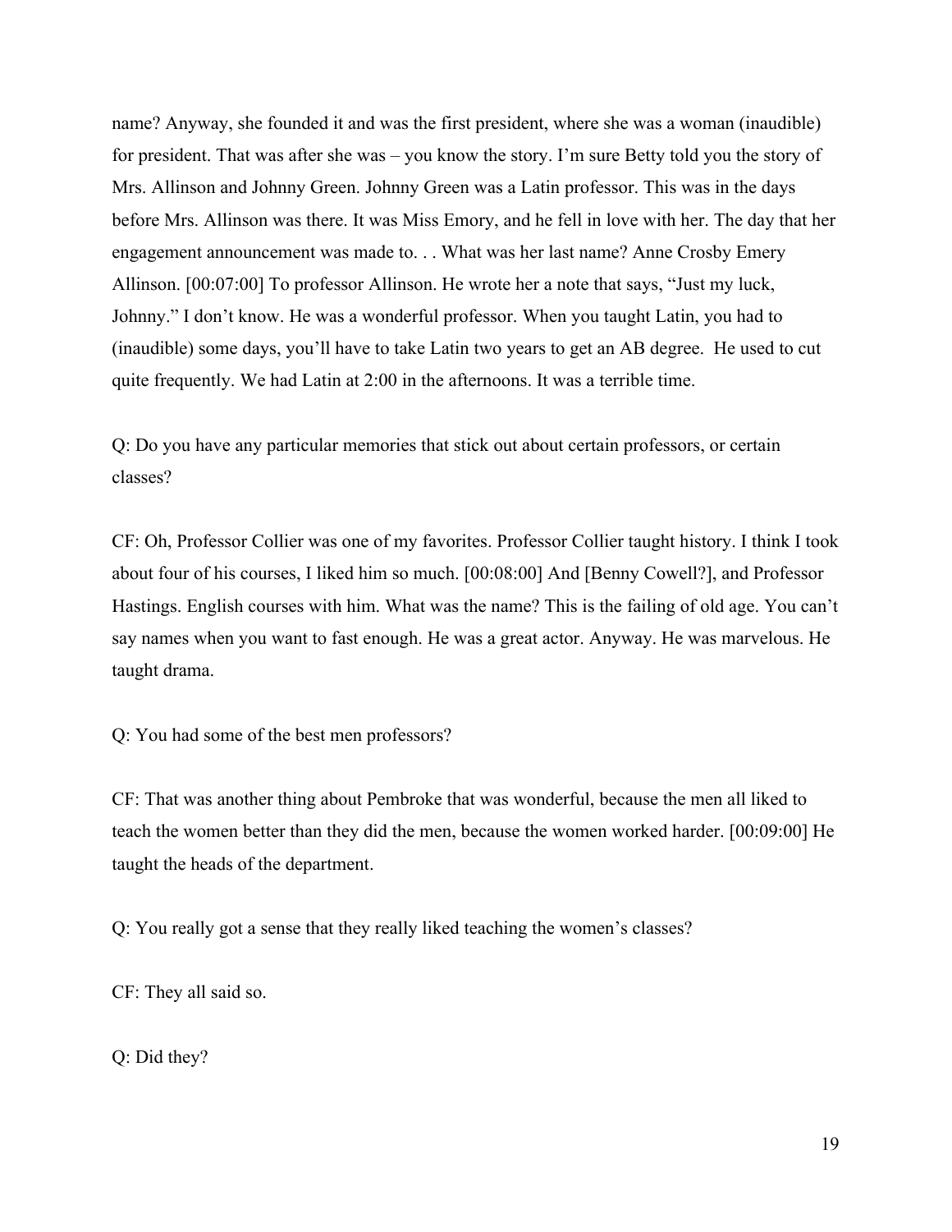name? Anyway, she founded it and was the first president, where she was a woman (inaudible) for president. That was after she was – you know the story. I'm sure Betty told you the story of Mrs. Allinson and Johnny Green. Johnny Green was a Latin professor. This was in the days before Mrs. Allinson was there. It was Miss Emory, and he fell in love with her. The day that her engagement announcement was made to. . . What was her last name? Anne Crosby Emery Allinson. [00:07:00] To professor Allinson. He wrote her a note that says, "Just my luck, Johnny." I don't know. He was a wonderful professor. When you taught Latin, you had to (inaudible) some days, you'll have to take Latin two years to get an AB degree. He used to cut quite frequently. We had Latin at 2:00 in the afternoons. It was a terrible time.

Q: Do you have any particular memories that stick out about certain professors, or certain classes?

CF: Oh, Professor Collier was one of my favorites. Professor Collier taught history. I think I took about four of his courses, I liked him so much. [00:08:00] And [Benny Cowell?], and Professor Hastings. English courses with him. What was the name? This is the failing of old age. You can't say names when you want to fast enough. He was a great actor. Anyway. He was marvelous. He taught drama.

Q: You had some of the best men professors?

CF: That was another thing about Pembroke that was wonderful, because the men all liked to teach the women better than they did the men, because the women worked harder. [00:09:00] He taught the heads of the department.

Q: You really got a sense that they really liked teaching the women's classes?

CF: They all said so.

Q: Did they?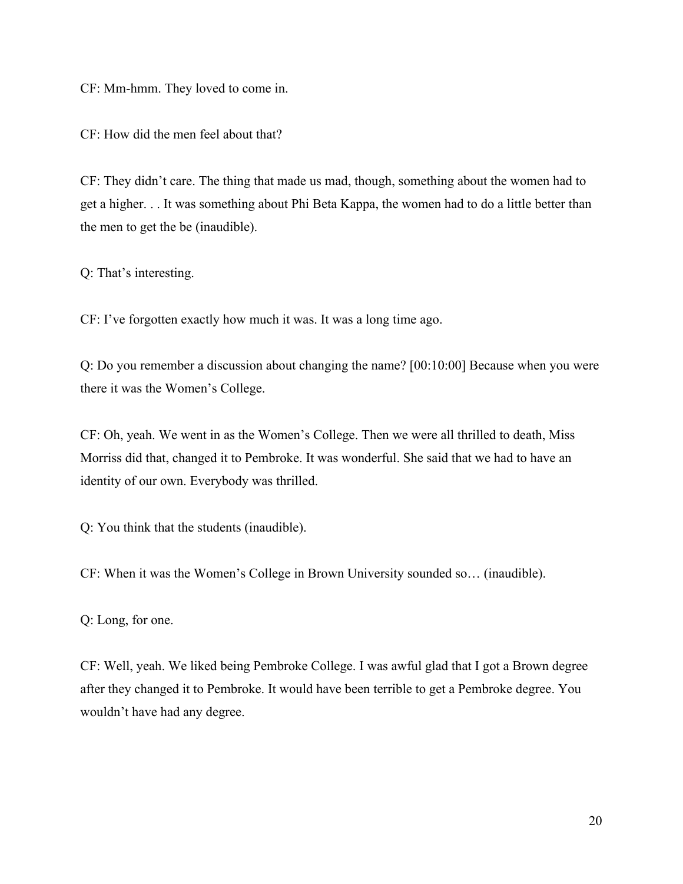CF: Mm-hmm. They loved to come in.

CF: How did the men feel about that?

CF: They didn't care. The thing that made us mad, though, something about the women had to get a higher. . . It was something about Phi Beta Kappa, the women had to do a little better than the men to get the be (inaudible).

Q: That's interesting.

CF: I've forgotten exactly how much it was. It was a long time ago.

Q: Do you remember a discussion about changing the name? [00:10:00] Because when you were there it was the Women's College.

CF: Oh, yeah. We went in as the Women's College. Then we were all thrilled to death, Miss Morriss did that, changed it to Pembroke. It was wonderful. She said that we had to have an identity of our own. Everybody was thrilled.

Q: You think that the students (inaudible).

CF: When it was the Women's College in Brown University sounded so… (inaudible).

Q: Long, for one.

CF: Well, yeah. We liked being Pembroke College. I was awful glad that I got a Brown degree after they changed it to Pembroke. It would have been terrible to get a Pembroke degree. You wouldn't have had any degree.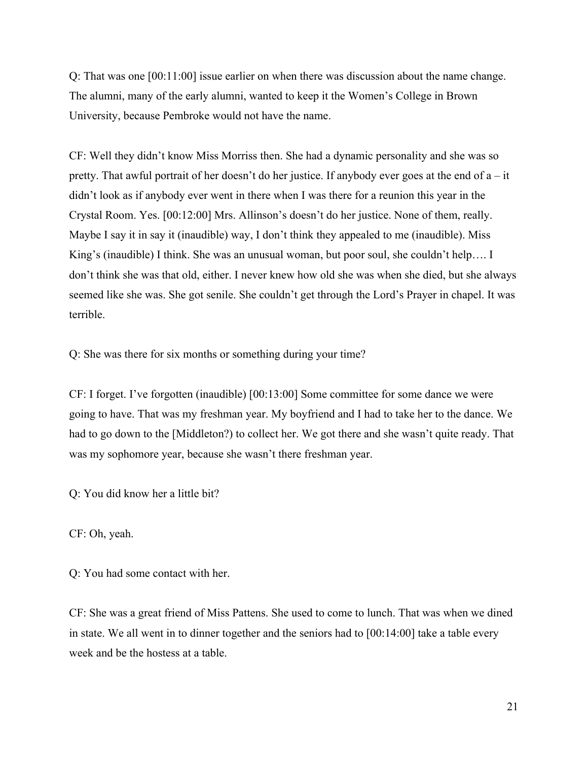Q: That was one [00:11:00] issue earlier on when there was discussion about the name change. The alumni, many of the early alumni, wanted to keep it the Women's College in Brown University, because Pembroke would not have the name.

CF: Well they didn't know Miss Morriss then. She had a dynamic personality and she was so pretty. That awful portrait of her doesn't do her justice. If anybody ever goes at the end of a – it didn't look as if anybody ever went in there when I was there for a reunion this year in the Crystal Room. Yes. [00:12:00] Mrs. Allinson's doesn't do her justice. None of them, really. Maybe I say it in say it (inaudible) way, I don't think they appealed to me (inaudible). Miss King's (inaudible) I think. She was an unusual woman, but poor soul, she couldn't help…. I don't think she was that old, either. I never knew how old she was when she died, but she always seemed like she was. She got senile. She couldn't get through the Lord's Prayer in chapel. It was terrible.

Q: She was there for six months or something during your time?

CF: I forget. I've forgotten (inaudible) [00:13:00] Some committee for some dance we were going to have. That was my freshman year. My boyfriend and I had to take her to the dance. We had to go down to the [Middleton?) to collect her. We got there and she wasn't quite ready. That was my sophomore year, because she wasn't there freshman year.

Q: You did know her a little bit?

CF: Oh, yeah.

Q: You had some contact with her.

CF: She was a great friend of Miss Pattens. She used to come to lunch. That was when we dined in state. We all went in to dinner together and the seniors had to [00:14:00] take a table every week and be the hostess at a table.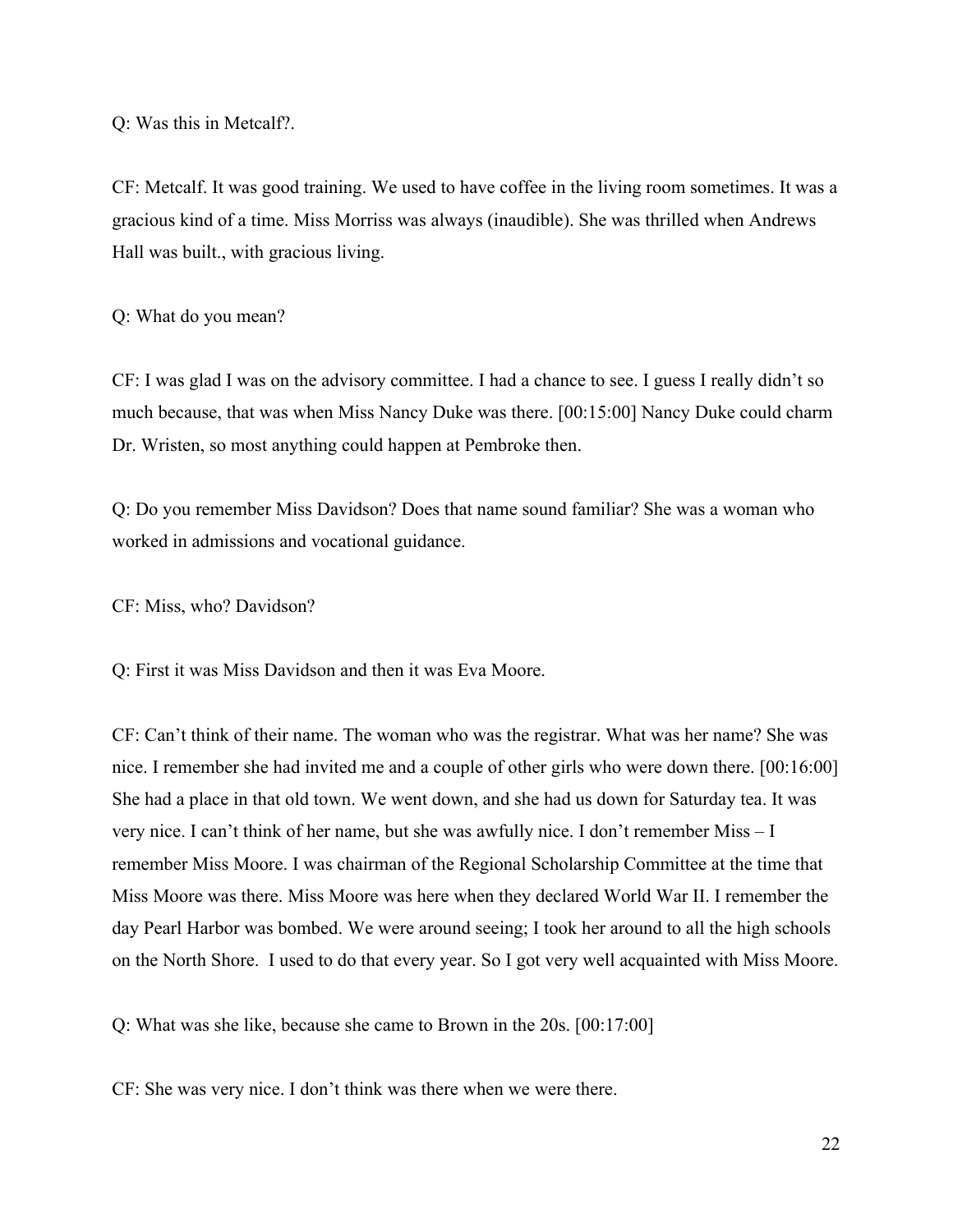Q: Was this in Metcalf?.

CF: Metcalf. It was good training. We used to have coffee in the living room sometimes. It was a gracious kind of a time. Miss Morriss was always (inaudible). She was thrilled when Andrews Hall was built., with gracious living.

Q: What do you mean?

CF: I was glad I was on the advisory committee. I had a chance to see. I guess I really didn't so much because, that was when Miss Nancy Duke was there. [00:15:00] Nancy Duke could charm Dr. Wristen, so most anything could happen at Pembroke then.

Q: Do you remember Miss Davidson? Does that name sound familiar? She was a woman who worked in admissions and vocational guidance.

CF: Miss, who? Davidson?

Q: First it was Miss Davidson and then it was Eva Moore.

CF: Can't think of their name. The woman who was the registrar. What was her name? She was nice. I remember she had invited me and a couple of other girls who were down there. [00:16:00] She had a place in that old town. We went down, and she had us down for Saturday tea. It was very nice. I can't think of her name, but she was awfully nice. I don't remember Miss – I remember Miss Moore. I was chairman of the Regional Scholarship Committee at the time that Miss Moore was there. Miss Moore was here when they declared World War II. I remember the day Pearl Harbor was bombed. We were around seeing; I took her around to all the high schools on the North Shore. I used to do that every year. So I got very well acquainted with Miss Moore.

Q: What was she like, because she came to Brown in the 20s. [00:17:00]

CF: She was very nice. I don't think was there when we were there.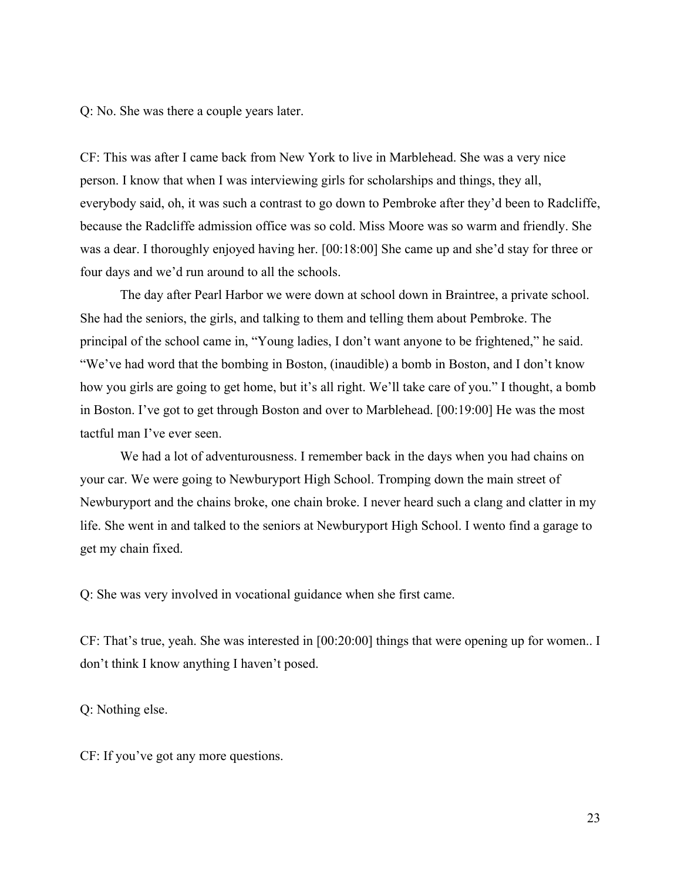Q: No. She was there a couple years later.

CF: This was after I came back from New York to live in Marblehead. She was a very nice person. I know that when I was interviewing girls for scholarships and things, they all, everybody said, oh, it was such a contrast to go down to Pembroke after they'd been to Radcliffe, because the Radcliffe admission office was so cold. Miss Moore was so warm and friendly. She was a dear. I thoroughly enjoyed having her. [00:18:00] She came up and she'd stay for three or four days and we'd run around to all the schools.

The day after Pearl Harbor we were down at school down in Braintree, a private school. She had the seniors, the girls, and talking to them and telling them about Pembroke. The principal of the school came in, "Young ladies, I don't want anyone to be frightened," he said. "We've had word that the bombing in Boston, (inaudible) a bomb in Boston, and I don't know how you girls are going to get home, but it's all right. We'll take care of you." I thought, a bomb in Boston. I've got to get through Boston and over to Marblehead. [00:19:00] He was the most tactful man I've ever seen.

We had a lot of adventurousness. I remember back in the days when you had chains on your car. We were going to Newburyport High School. Tromping down the main street of Newburyport and the chains broke, one chain broke. I never heard such a clang and clatter in my life. She went in and talked to the seniors at Newburyport High School. I wento find a garage to get my chain fixed.

Q: She was very involved in vocational guidance when she first came.

CF: That's true, yeah. She was interested in [00:20:00] things that were opening up for women.. I don't think I know anything I haven't posed.

Q: Nothing else.

CF: If you've got any more questions.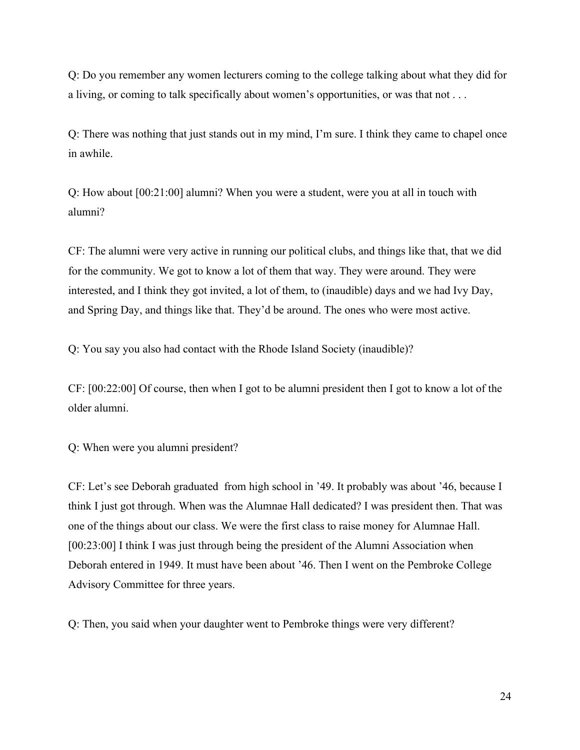Q: Do you remember any women lecturers coming to the college talking about what they did for a living, or coming to talk specifically about women's opportunities, or was that not . . .

Q: There was nothing that just stands out in my mind, I'm sure. I think they came to chapel once in awhile.

Q: How about [00:21:00] alumni? When you were a student, were you at all in touch with alumni?

CF: The alumni were very active in running our political clubs, and things like that, that we did for the community. We got to know a lot of them that way. They were around. They were interested, and I think they got invited, a lot of them, to (inaudible) days and we had Ivy Day, and Spring Day, and things like that. They'd be around. The ones who were most active.

Q: You say you also had contact with the Rhode Island Society (inaudible)?

CF: [00:22:00] Of course, then when I got to be alumni president then I got to know a lot of the older alumni.

Q: When were you alumni president?

CF: Let's see Deborah graduated  from high school in '49. It probably was about '46, because I think I just got through. When was the Alumnae Hall dedicated? I was president then. That was one of the things about our class. We were the first class to raise money for Alumnae Hall. [00:23:00] I think I was just through being the president of the Alumni Association when Deborah entered in 1949. It must have been about '46. Then I went on the Pembroke College Advisory Committee for three years.

Q: Then, you said when your daughter went to Pembroke things were very different?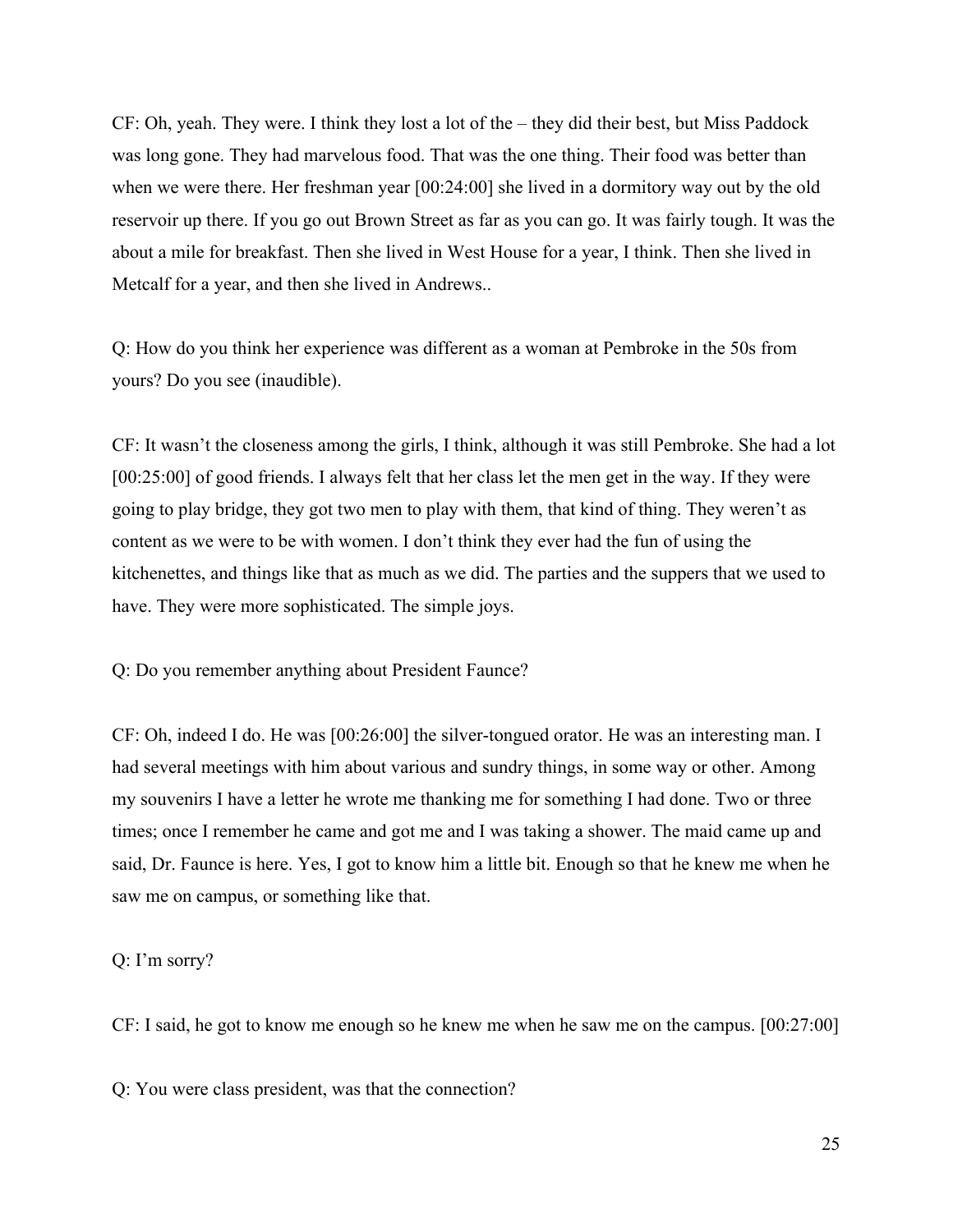CF: Oh, yeah. They were. I think they lost a lot of the – they did their best, but Miss Paddock was long gone. They had marvelous food. That was the one thing. Their food was better than when we were there. Her freshman year [00:24:00] she lived in a dormitory way out by the old reservoir up there. If you go out Brown Street as far as you can go. It was fairly tough. It was the about a mile for breakfast. Then she lived in West House for a year, I think. Then she lived in Metcalf for a year, and then she lived in Andrews..

Q: How do you think her experience was different as a woman at Pembroke in the 50s from yours? Do you see (inaudible).

CF: It wasn't the closeness among the girls, I think, although it was still Pembroke. She had a lot [00:25:00] of good friends. I always felt that her class let the men get in the way. If they were going to play bridge, they got two men to play with them, that kind of thing. They weren't as content as we were to be with women. I don't think they ever had the fun of using the kitchenettes, and things like that as much as we did. The parties and the suppers that we used to have. They were more sophisticated. The simple joys.

Q: Do you remember anything about President Faunce?

CF: Oh, indeed I do. He was [00:26:00] the silver-tongued orator. He was an interesting man. I had several meetings with him about various and sundry things, in some way or other. Among my souvenirs I have a letter he wrote me thanking me for something I had done. Two or three times; once I remember he came and got me and I was taking a shower. The maid came up and said, Dr. Faunce is here. Yes, I got to know him a little bit. Enough so that he knew me when he saw me on campus, or something like that.

Q: I'm sorry?

CF: I said, he got to know me enough so he knew me when he saw me on the campus. [00:27:00]

Q: You were class president, was that the connection?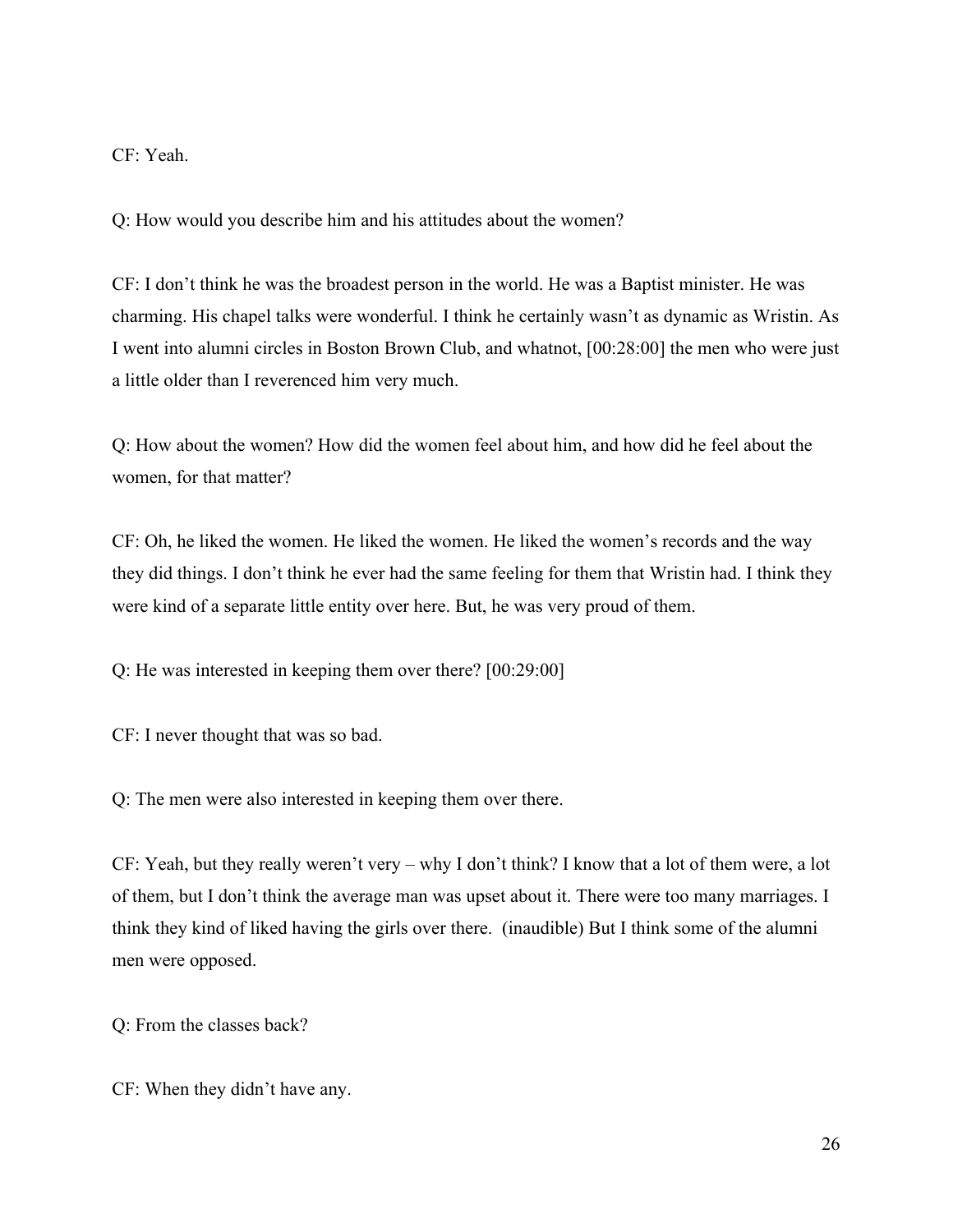CF: Yeah.

Q: How would you describe him and his attitudes about the women?

CF: I don't think he was the broadest person in the world. He was a Baptist minister. He was charming. His chapel talks were wonderful. I think he certainly wasn't as dynamic as Wristin. As I went into alumni circles in Boston Brown Club, and whatnot, [00:28:00] the men who were just a little older than I reverenced him very much.

Q: How about the women? How did the women feel about him, and how did he feel about the women, for that matter?

CF: Oh, he liked the women. He liked the women. He liked the women's records and the way they did things. I don't think he ever had the same feeling for them that Wristin had. I think they were kind of a separate little entity over here. But, he was very proud of them.

Q: He was interested in keeping them over there? [00:29:00]

CF: I never thought that was so bad.

Q: The men were also interested in keeping them over there.

CF: Yeah, but they really weren't very – why I don't think? I know that a lot of them were, a lot of them, but I don't think the average man was upset about it. There were too many marriages. I think they kind of liked having the girls over there. (inaudible) But I think some of the alumni men were opposed.

Q: From the classes back?

CF: When they didn't have any.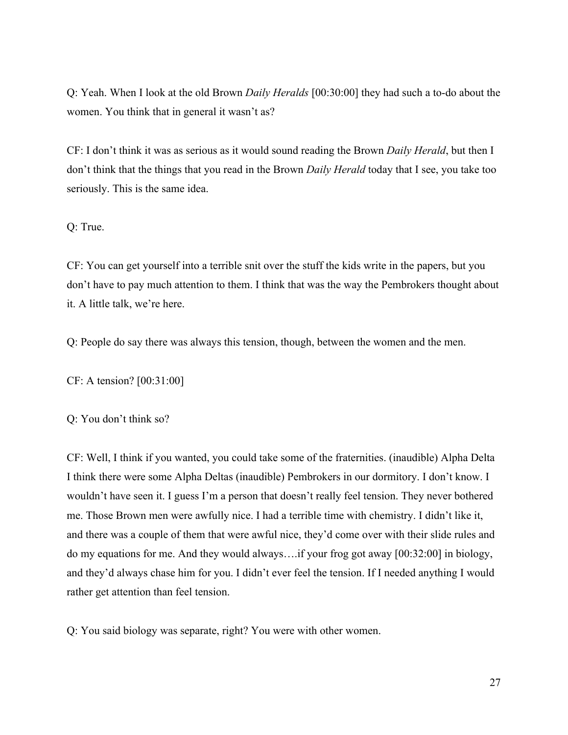Q: Yeah. When I look at the old Brown *Daily Heralds* [00:30:00] they had such a to-do about the women. You think that in general it wasn't as?

CF: I don't think it was as serious as it would sound reading the Brown *Daily Herald*, but then I don't think that the things that you read in the Brown *Daily Herald* today that I see, you take too seriously. This is the same idea.

Q: True.

CF: You can get yourself into a terrible snit over the stuff the kids write in the papers, but you don't have to pay much attention to them. I think that was the way the Pembrokers thought about it. A little talk, we're here.

Q: People do say there was always this tension, though, between the women and the men.

CF: A tension? [00:31:00]

Q: You don't think so?

CF: Well, I think if you wanted, you could take some of the fraternities. (inaudible) Alpha Delta I think there were some Alpha Deltas (inaudible) Pembrokers in our dormitory. I don't know. I wouldn't have seen it. I guess I'm a person that doesn't really feel tension. They never bothered me. Those Brown men were awfully nice. I had a terrible time with chemistry. I didn't like it, and there was a couple of them that were awful nice, they'd come over with their slide rules and do my equations for me. And they would always….if your frog got away [00:32:00] in biology, and they'd always chase him for you. I didn't ever feel the tension. If I needed anything I would rather get attention than feel tension.

Q: You said biology was separate, right? You were with other women.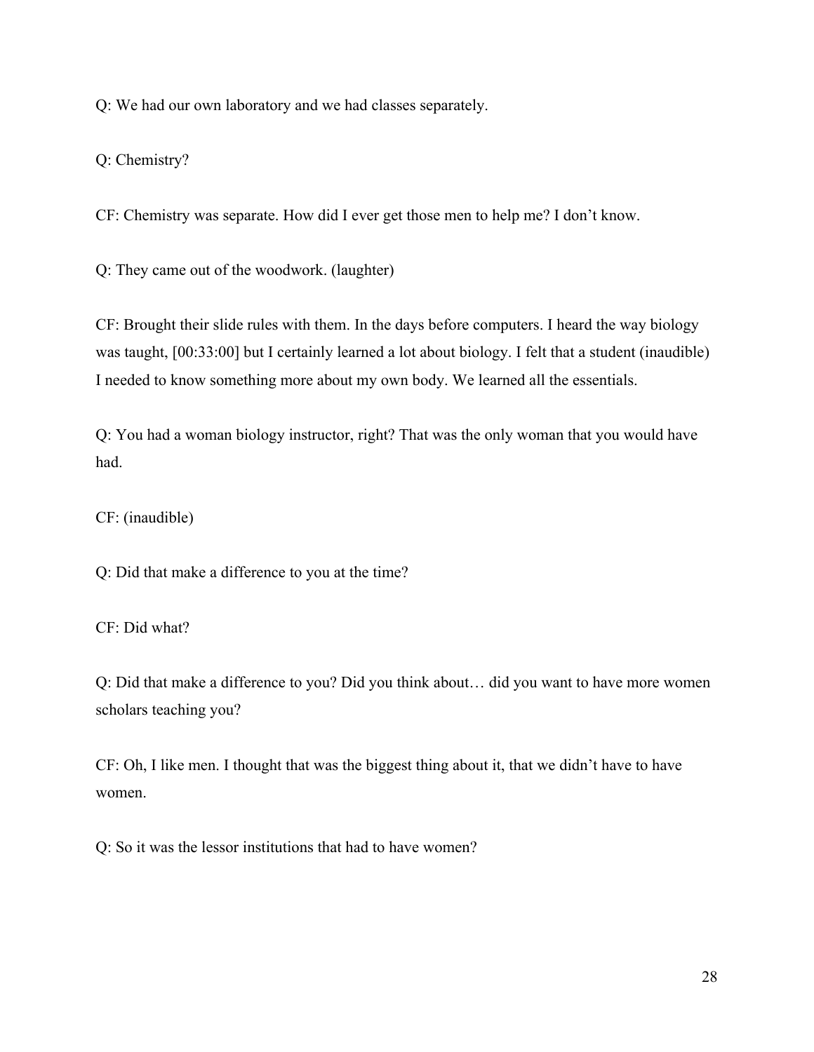Q: We had our own laboratory and we had classes separately.

Q: Chemistry?

CF: Chemistry was separate. How did I ever get those men to help me? I don't know.

Q: They came out of the woodwork. (laughter)

CF: Brought their slide rules with them. In the days before computers. I heard the way biology was taught, [00:33:00] but I certainly learned a lot about biology. I felt that a student (inaudible) I needed to know something more about my own body. We learned all the essentials.

Q: You had a woman biology instructor, right? That was the only woman that you would have had.

CF: (inaudible)

Q: Did that make a difference to you at the time?

CF: Did what?

Q: Did that make a difference to you? Did you think about… did you want to have more women scholars teaching you?

CF: Oh, I like men. I thought that was the biggest thing about it, that we didn't have to have women.

Q: So it was the lessor institutions that had to have women?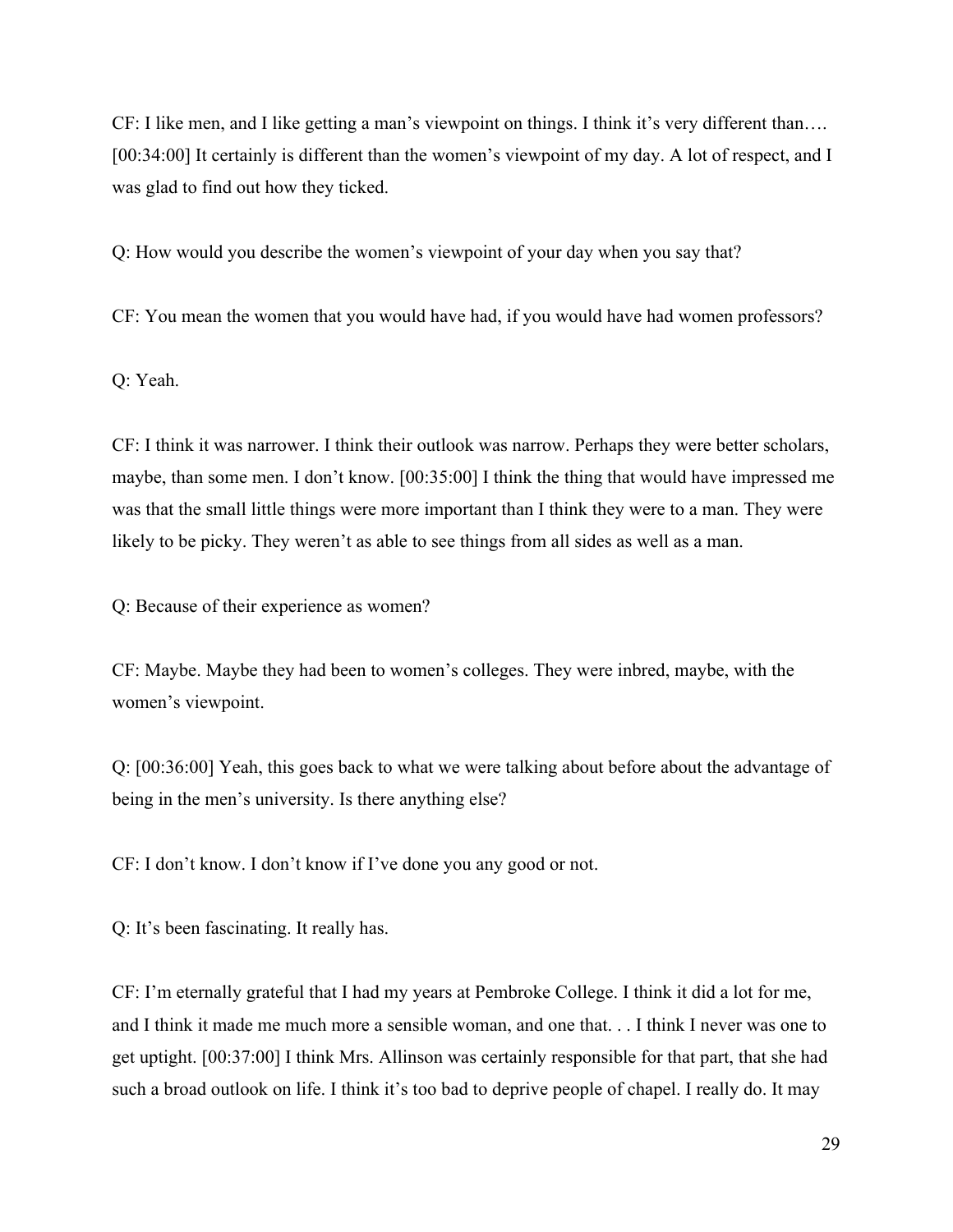CF: I like men, and I like getting a man's viewpoint on things. I think it's very different than…. [00:34:00] It certainly is different than the women's viewpoint of my day. A lot of respect, and I was glad to find out how they ticked.

Q: How would you describe the women's viewpoint of your day when you say that?

CF: You mean the women that you would have had, if you would have had women professors?

Q: Yeah.

CF: I think it was narrower. I think their outlook was narrow. Perhaps they were better scholars, maybe, than some men. I don't know. [00:35:00] I think the thing that would have impressed me was that the small little things were more important than I think they were to a man. They were likely to be picky. They weren't as able to see things from all sides as well as a man.

Q: Because of their experience as women?

CF: Maybe. Maybe they had been to women's colleges. They were inbred, maybe, with the women's viewpoint.

Q: [00:36:00] Yeah, this goes back to what we were talking about before about the advantage of being in the men's university. Is there anything else?

CF: I don't know. I don't know if I've done you any good or not.

Q: It's been fascinating. It really has.

CF: I'm eternally grateful that I had my years at Pembroke College. I think it did a lot for me, and I think it made me much more a sensible woman, and one that. . . I think I never was one to get uptight. [00:37:00] I think Mrs. Allinson was certainly responsible for that part, that she had such a broad outlook on life. I think it's too bad to deprive people of chapel. I really do. It may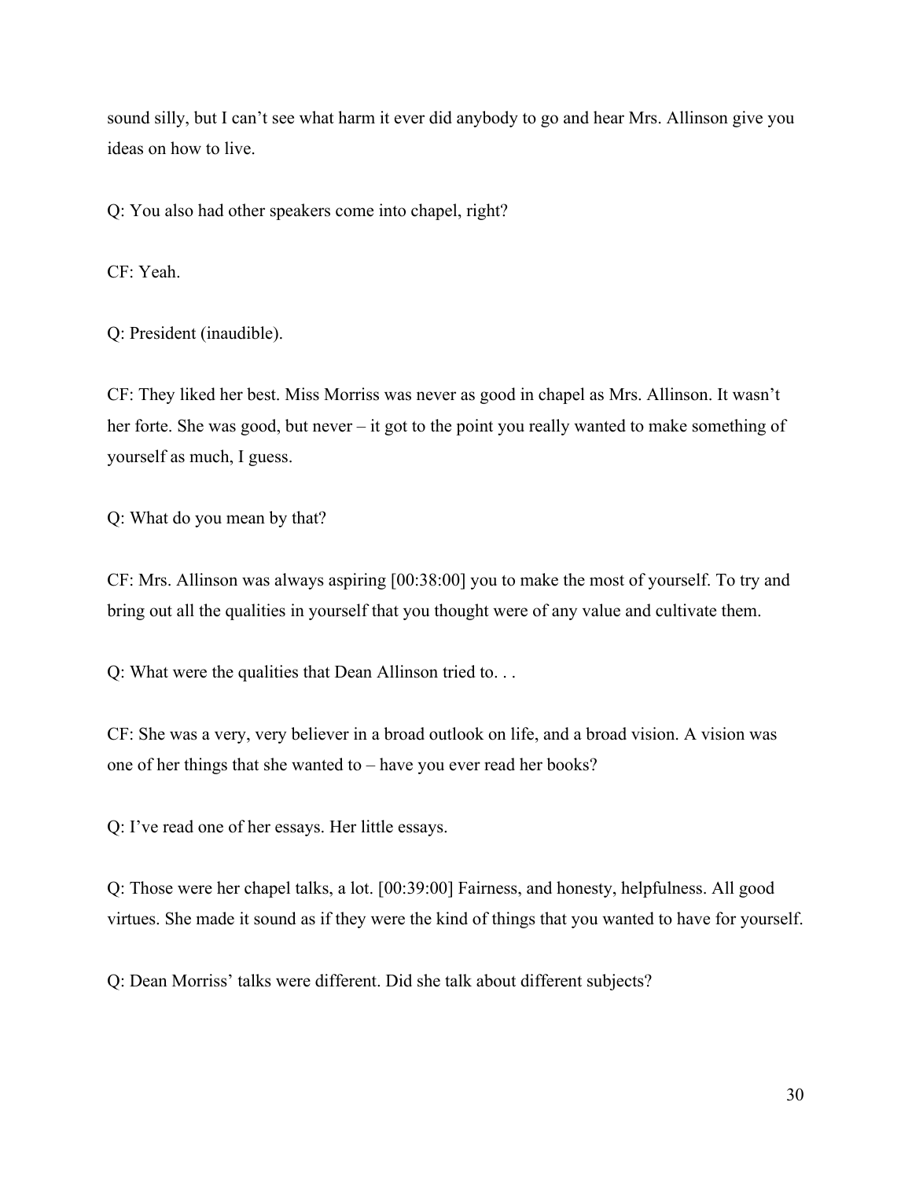sound silly, but I can't see what harm it ever did anybody to go and hear Mrs. Allinson give you ideas on how to live.

Q: You also had other speakers come into chapel, right?

CF: Yeah.

Q: President (inaudible).

CF: They liked her best. Miss Morriss was never as good in chapel as Mrs. Allinson. It wasn't her forte. She was good, but never – it got to the point you really wanted to make something of yourself as much, I guess.

Q: What do you mean by that?

CF: Mrs. Allinson was always aspiring [00:38:00] you to make the most of yourself. To try and bring out all the qualities in yourself that you thought were of any value and cultivate them.

Q: What were the qualities that Dean Allinson tried to. . .

CF: She was a very, very believer in a broad outlook on life, and a broad vision. A vision was one of her things that she wanted to – have you ever read her books?

Q: I've read one of her essays. Her little essays.

Q: Those were her chapel talks, a lot. [00:39:00] Fairness, and honesty, helpfulness. All good virtues. She made it sound as if they were the kind of things that you wanted to have for yourself.

Q: Dean Morriss' talks were different. Did she talk about different subjects?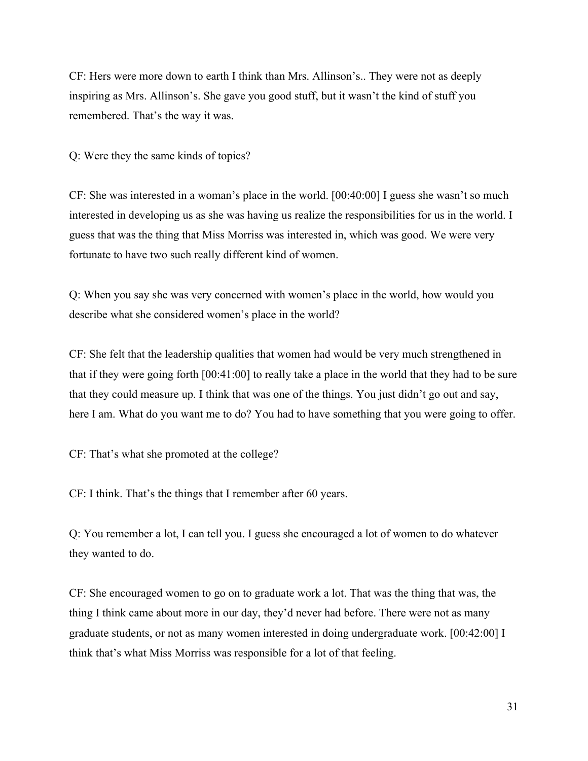CF: Hers were more down to earth I think than Mrs. Allinson's.. They were not as deeply inspiring as Mrs. Allinson's. She gave you good stuff, but it wasn't the kind of stuff you remembered. That's the way it was.

Q: Were they the same kinds of topics?

CF: She was interested in a woman's place in the world. [00:40:00] I guess she wasn't so much interested in developing us as she was having us realize the responsibilities for us in the world. I guess that was the thing that Miss Morriss was interested in, which was good. We were very fortunate to have two such really different kind of women.

Q: When you say she was very concerned with women's place in the world, how would you describe what she considered women's place in the world?

CF: She felt that the leadership qualities that women had would be very much strengthened in that if they were going forth [00:41:00] to really take a place in the world that they had to be sure that they could measure up. I think that was one of the things. You just didn't go out and say, here I am. What do you want me to do? You had to have something that you were going to offer.

CF: That's what she promoted at the college?

CF: I think. That's the things that I remember after 60 years.

Q: You remember a lot, I can tell you. I guess she encouraged a lot of women to do whatever they wanted to do.

CF: She encouraged women to go on to graduate work a lot. That was the thing that was, the thing I think came about more in our day, they'd never had before. There were not as many graduate students, or not as many women interested in doing undergraduate work. [00:42:00] I think that's what Miss Morriss was responsible for a lot of that feeling.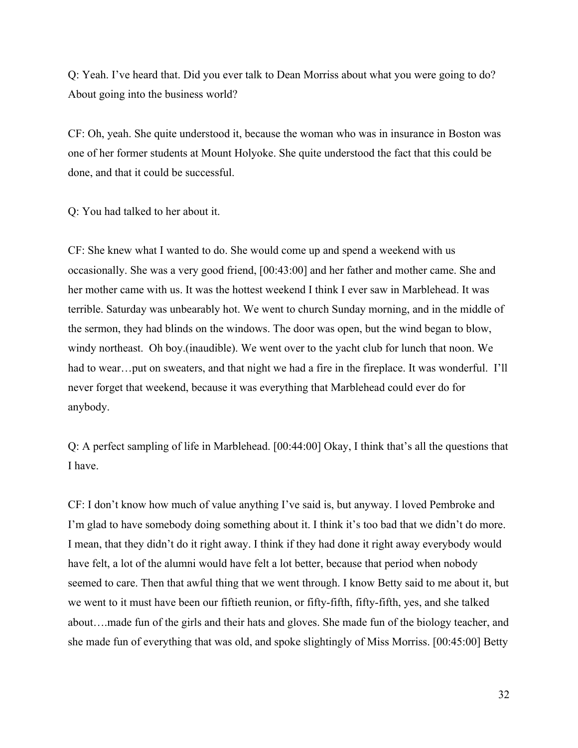Q: Yeah. I've heard that. Did you ever talk to Dean Morriss about what you were going to do? About going into the business world?

CF: Oh, yeah. She quite understood it, because the woman who was in insurance in Boston was one of her former students at Mount Holyoke. She quite understood the fact that this could be done, and that it could be successful.

Q: You had talked to her about it.

CF: She knew what I wanted to do. She would come up and spend a weekend with us occasionally. She was a very good friend, [00:43:00] and her father and mother came. She and her mother came with us. It was the hottest weekend I think I ever saw in Marblehead. It was terrible. Saturday was unbearably hot. We went to church Sunday morning, and in the middle of the sermon, they had blinds on the windows. The door was open, but the wind began to blow, windy northeast. Oh boy.(inaudible). We went over to the yacht club for lunch that noon. We had to wear…put on sweaters, and that night we had a fire in the fireplace. It was wonderful. I'll never forget that weekend, because it was everything that Marblehead could ever do for anybody.

Q: A perfect sampling of life in Marblehead. [00:44:00] Okay, I think that's all the questions that I have.

CF: I don't know how much of value anything I've said is, but anyway. I loved Pembroke and I'm glad to have somebody doing something about it. I think it's too bad that we didn't do more. I mean, that they didn't do it right away. I think if they had done it right away everybody would have felt, a lot of the alumni would have felt a lot better, because that period when nobody seemed to care. Then that awful thing that we went through. I know Betty said to me about it, but we went to it must have been our fiftieth reunion, or fifty-fifth, fifty-fifth, yes, and she talked about….made fun of the girls and their hats and gloves. She made fun of the biology teacher, and she made fun of everything that was old, and spoke slightingly of Miss Morriss. [00:45:00] Betty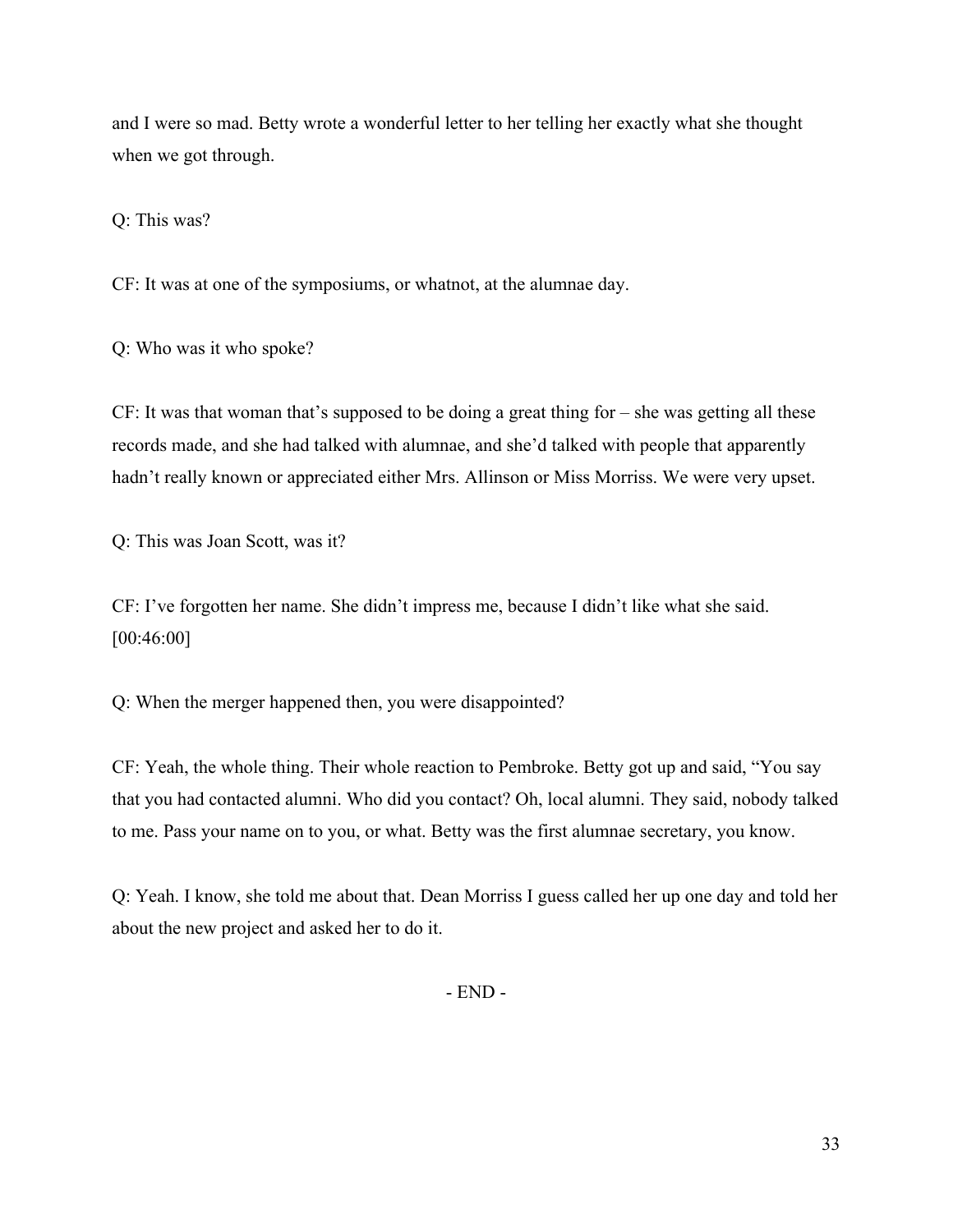and I were so mad. Betty wrote a wonderful letter to her telling her exactly what she thought when we got through.

Q: This was?

CF: It was at one of the symposiums, or whatnot, at the alumnae day.

Q: Who was it who spoke?

CF: It was that woman that's supposed to be doing a great thing for – she was getting all these records made, and she had talked with alumnae, and she'd talked with people that apparently hadn't really known or appreciated either Mrs. Allinson or Miss Morriss. We were very upset.

Q: This was Joan Scott, was it?

CF: I've forgotten her name. She didn't impress me, because I didn't like what she said. [00:46:00]

Q: When the merger happened then, you were disappointed?

CF: Yeah, the whole thing. Their whole reaction to Pembroke. Betty got up and said, "You say that you had contacted alumni. Who did you contact? Oh, local alumni. They said, nobody talked to me. Pass your name on to you, or what. Betty was the first alumnae secretary, you know.

Q: Yeah. I know, she told me about that. Dean Morriss I guess called her up one day and told her about the new project and asked her to do it.

- END -